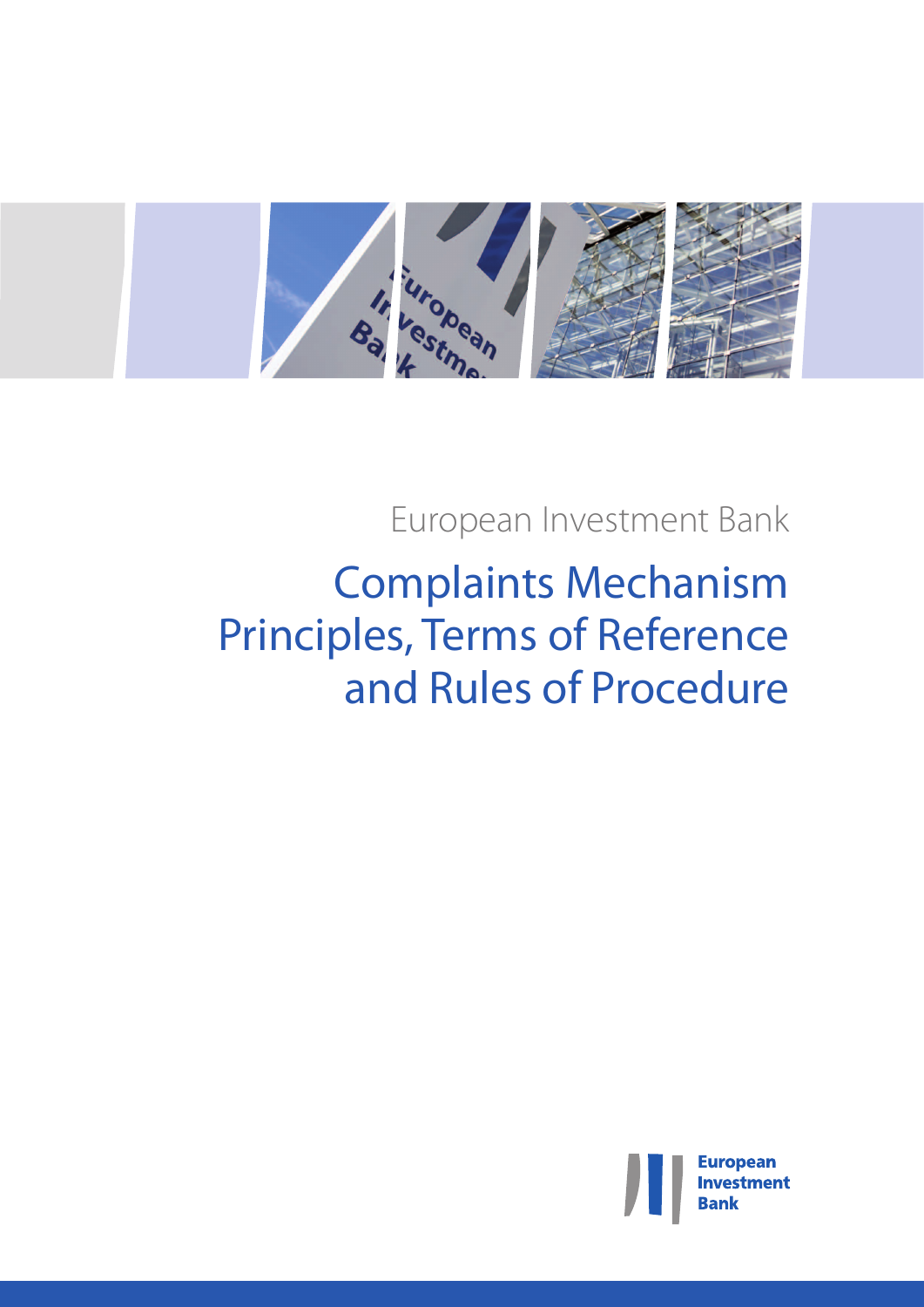European Investment Bank

# Complaints Mechanism Principles, Terms of Reference and Rules of Procedure

European Investment Bank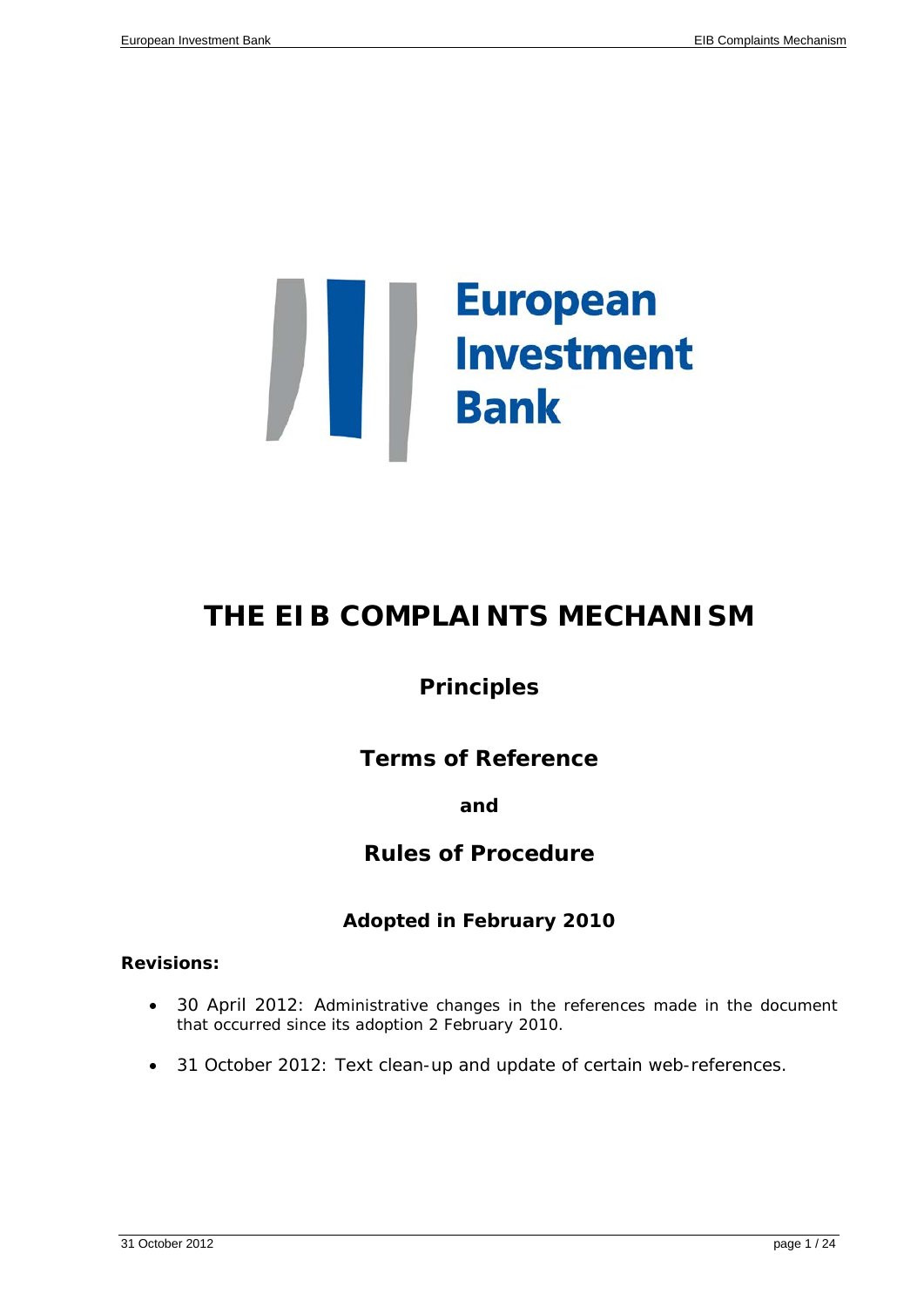# THE EIB COMPLAINTS MECHANISM

## Principles

## Terms of Reference

**and**

## Rules of Procedure

### Adopted in February 2010

**Revisions:**

- 30 April 2012: Administrative changes in the references made in the document that occurred since its adoption 2 February 2010.
- 31 October 2012: Text clean-up and update of certain web-references.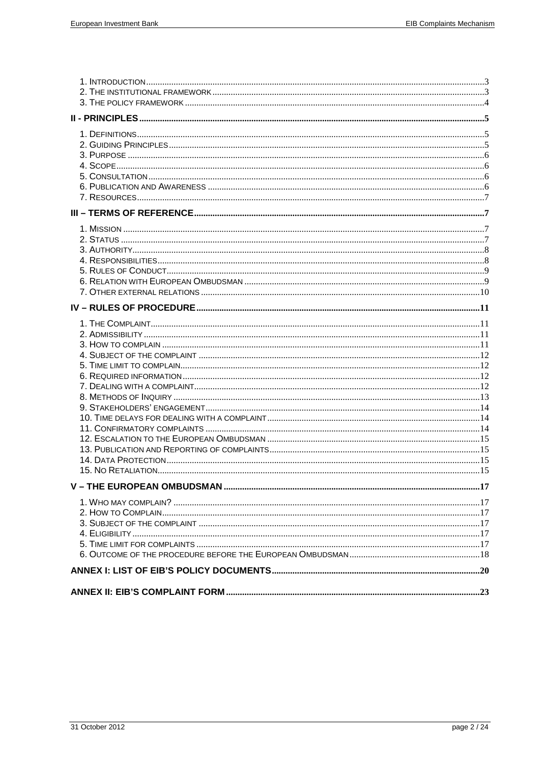1. Introduction ..... 3
2. The institutional framework ..... 3
3. The policy framework ..... 4

**II - PRINCIPLES ..... 5**

1. Definitions ..... 5
2. Guiding Principles ..... 5
3. Purpose ..... 6
4. Scope ..... 6
5. Consultation ..... 6
6. Publication and Awareness ..... 6
7. Resources ..... 7

**III – TERMS OF REFERENCE ..... 7**

1. Mission ..... 7
2. Status ..... 7
3. Authority ..... 8
4. Responsibilities ..... 8
5. Rules of Conduct ..... 9
6. Relation with European Ombudsman ..... 9
7. Other external relations ..... 10

**IV – RULES OF PROCEDURE ..... 11**

1. The Complaint ..... 11
2. Admissibility ..... 11
3. How to complain ..... 11
4. Subject of the complaint ..... 12
5. Time limit to complain ..... 12
6. Required information ..... 12
7. Dealing with a complaint ..... 12
8. Methods of Inquiry ..... 13
9. Stakeholders' engagement ..... 14
10. Time delays for dealing with a complaint ..... 14
11. Confirmatory complaints ..... 14
12. Escalation to the European Ombudsman ..... 15
13. Publication and Reporting of complaints ..... 15
14. Data Protection ..... 15
15. No Retaliation ..... 15

**V – THE EUROPEAN OMBUDSMAN ..... 17**

1. Who may complain? ..... 17
2. How to Complain ..... 17
3. Subject of the complaint ..... 17
4. Eligibility ..... 17
5. Time limit for complaints ..... 17
6. Outcome of the procedure before the European Ombudsman ..... 18

**ANNEX I: LIST OF EIB'S POLICY DOCUMENTS ..... 20**

**ANNEX II: EIB'S COMPLAINT FORM ..... 23**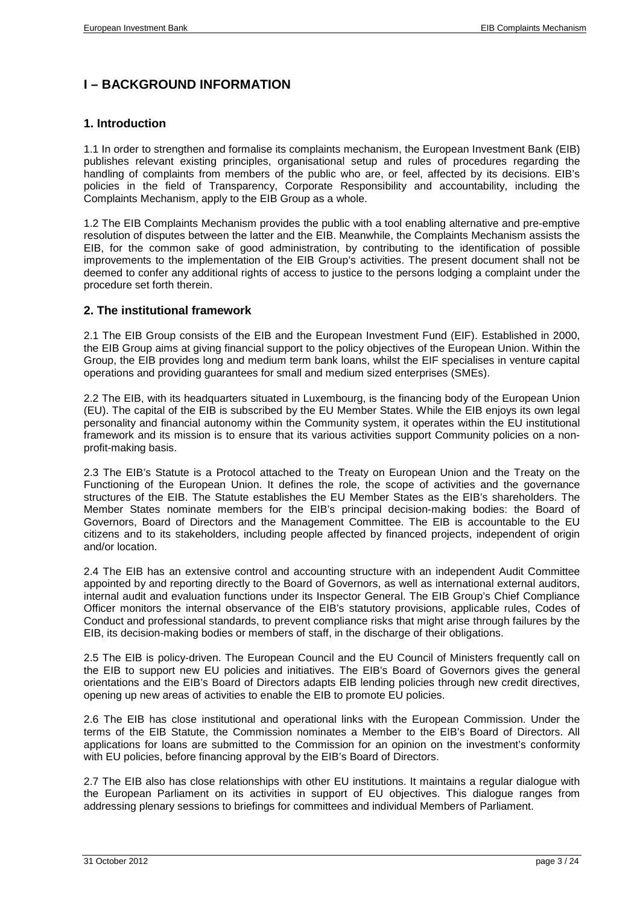# I – BACKGROUND INFORMATION

## 1. Introduction

1.1 In order to strengthen and formalise its complaints mechanism, the European Investment Bank (EIB) publishes relevant existing principles, organisational setup and rules of procedures regarding the handling of complaints from members of the public who are, or feel, affected by its decisions. EIB's policies in the field of Transparency, Corporate Responsibility and accountability, including the Complaints Mechanism, apply to the EIB Group as a whole.

1.2 The EIB Complaints Mechanism provides the public with a tool enabling alternative and pre-emptive resolution of disputes between the latter and the EIB. Meanwhile, the Complaints Mechanism assists the EIB, for the common sake of good administration, by contributing to the identification of possible improvements to the implementation of the EIB Group's activities. The present document shall not be deemed to confer any additional rights of access to justice to the persons lodging a complaint under the procedure set forth therein.

## 2. The institutional framework

2.1 The EIB Group consists of the EIB and the European Investment Fund (EIF). Established in 2000, the EIB Group aims at giving financial support to the policy objectives of the European Union. Within the Group, the EIB provides long and medium term bank loans, whilst the EIF specialises in venture capital operations and providing guarantees for small and medium sized enterprises (SMEs).

2.2 The EIB, with its headquarters situated in Luxembourg, is the financing body of the European Union (EU). The capital of the EIB is subscribed by the EU Member States. While the EIB enjoys its own legal personality and financial autonomy within the Community system, it operates within the EU institutional framework and its mission is to ensure that its various activities support Community policies on a non-profit-making basis.

2.3 The EIB's Statute is a Protocol attached to the Treaty on European Union and the Treaty on the Functioning of the European Union. It defines the role, the scope of activities and the governance structures of the EIB. The Statute establishes the EU Member States as the EIB's shareholders. The Member States nominate members for the EIB's principal decision-making bodies: the Board of Governors, Board of Directors and the Management Committee. The EIB is accountable to the EU citizens and to its stakeholders, including people affected by financed projects, independent of origin and/or location.

2.4 The EIB has an extensive control and accounting structure with an independent Audit Committee appointed by and reporting directly to the Board of Governors, as well as international external auditors, internal audit and evaluation functions under its Inspector General. The EIB Group's Chief Compliance Officer monitors the internal observance of the EIB's statutory provisions, applicable rules, Codes of Conduct and professional standards, to prevent compliance risks that might arise through failures by the EIB, its decision-making bodies or members of staff, in the discharge of their obligations.

2.5 The EIB is policy-driven. The European Council and the EU Council of Ministers frequently call on the EIB to support new EU policies and initiatives. The EIB's Board of Governors gives the general orientations and the EIB's Board of Directors adapts EIB lending policies through new credit directives, opening up new areas of activities to enable the EIB to promote EU policies.

2.6 The EIB has close institutional and operational links with the European Commission. Under the terms of the EIB Statute, the Commission nominates a Member to the EIB's Board of Directors. All applications for loans are submitted to the Commission for an opinion on the investment's conformity with EU policies, before financing approval by the EIB's Board of Directors.

2.7 The EIB also has close relationships with other EU institutions. It maintains a regular dialogue with the European Parliament on its activities in support of EU objectives. This dialogue ranges from addressing plenary sessions to briefings for committees and individual Members of Parliament.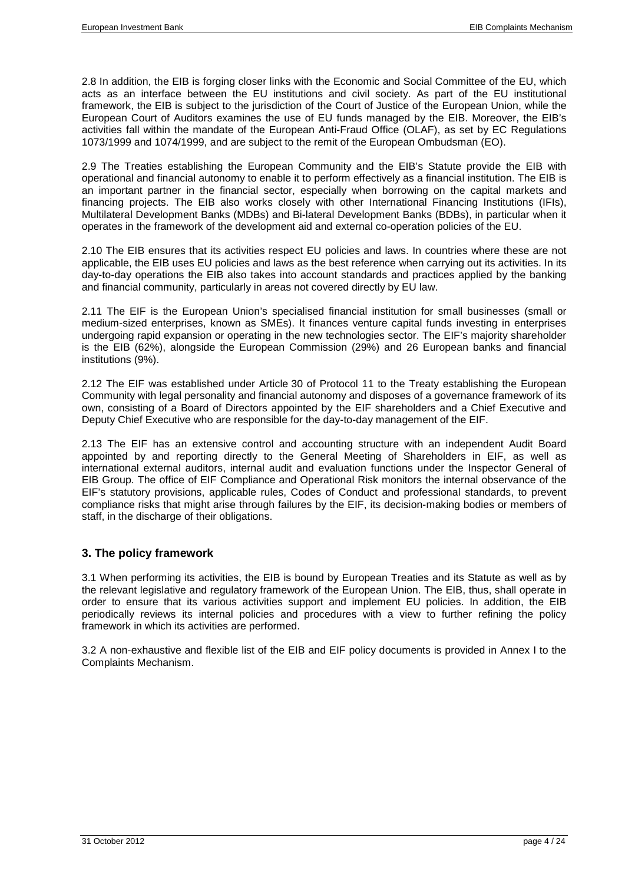2.8 In addition, the EIB is forging closer links with the Economic and Social Committee of the EU, which acts as an interface between the EU institutions and civil society. As part of the EU institutional framework, the EIB is subject to the jurisdiction of the Court of Justice of the European Union, while the European Court of Auditors examines the use of EU funds managed by the EIB. Moreover, the EIB's activities fall within the mandate of the European Anti-Fraud Office (OLAF), as set by EC Regulations 1073/1999 and 1074/1999, and are subject to the remit of the European Ombudsman (EO).

2.9 The Treaties establishing the European Community and the EIB's Statute provide the EIB with operational and financial autonomy to enable it to perform effectively as a financial institution. The EIB is an important partner in the financial sector, especially when borrowing on the capital markets and financing projects. The EIB also works closely with other International Financing Institutions (IFIs), Multilateral Development Banks (MDBs) and Bi-lateral Development Banks (BDBs), in particular when it operates in the framework of the development aid and external co-operation policies of the EU.

2.10 The EIB ensures that its activities respect EU policies and laws. In countries where these are not applicable, the EIB uses EU policies and laws as the best reference when carrying out its activities. In its day-to-day operations the EIB also takes into account standards and practices applied by the banking and financial community, particularly in areas not covered directly by EU law.

2.11 The EIF is the European Union's specialised financial institution for small businesses (small or medium-sized enterprises, known as SMEs). It finances venture capital funds investing in enterprises undergoing rapid expansion or operating in the new technologies sector. The EIF's majority shareholder is the EIB (62%), alongside the European Commission (29%) and 26 European banks and financial institutions (9%).

2.12 The EIF was established under Article 30 of Protocol 11 to the Treaty establishing the European Community with legal personality and financial autonomy and disposes of a governance framework of its own, consisting of a Board of Directors appointed by the EIF shareholders and a Chief Executive and Deputy Chief Executive who are responsible for the day-to-day management of the EIF.

2.13 The EIF has an extensive control and accounting structure with an independent Audit Board appointed by and reporting directly to the General Meeting of Shareholders in EIF, as well as international external auditors, internal audit and evaluation functions under the Inspector General of EIB Group. The office of EIF Compliance and Operational Risk monitors the internal observance of the EIF's statutory provisions, applicable rules, Codes of Conduct and professional standards, to prevent compliance risks that might arise through failures by the EIF, its decision-making bodies or members of staff, in the discharge of their obligations.

## 3. The policy framework

3.1 When performing its activities, the EIB is bound by European Treaties and its Statute as well as by the relevant legislative and regulatory framework of the European Union. The EIB, thus, shall operate in order to ensure that its various activities support and implement EU policies. In addition, the EIB periodically reviews its internal policies and procedures with a view to further refining the policy framework in which its activities are performed.

3.2 A non-exhaustive and flexible list of the EIB and EIF policy documents is provided in Annex I to the Complaints Mechanism.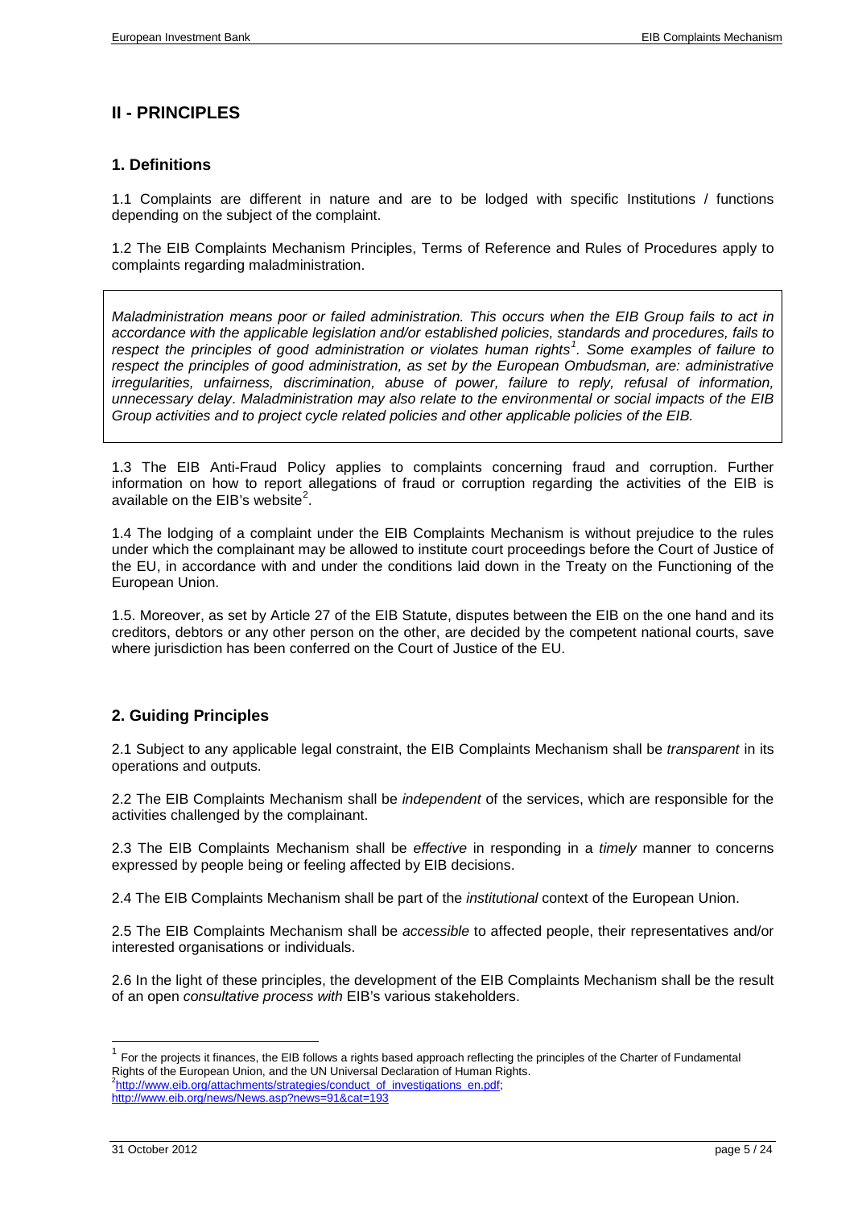## II - PRINCIPLES

### 1. Definitions

1.1 Complaints are different in nature and are to be lodged with specific Institutions / functions depending on the subject of the complaint.

1.2 The EIB Complaints Mechanism Principles, Terms of Reference and Rules of Procedures apply to complaints regarding maladministration.

> *Maladministration means poor or failed administration. This occurs when the EIB Group fails to act in accordance with the applicable legislation and/or established policies, standards and procedures, fails to respect the principles of good administration or violates human rights*[1]*. Some examples of failure to respect the principles of good administration, as set by the European Ombudsman, are: administrative irregularities, unfairness, discrimination, abuse of power, failure to reply, refusal of information, unnecessary delay. Maladministration may also relate to the environmental or social impacts of the EIB Group activities and to project cycle related policies and other applicable policies of the EIB.*

1.3 The EIB Anti-Fraud Policy applies to complaints concerning fraud and corruption. Further information on how to report allegations of fraud or corruption regarding the activities of the EIB is available on the EIB's website[2].

1.4 The lodging of a complaint under the EIB Complaints Mechanism is without prejudice to the rules under which the complainant may be allowed to institute court proceedings before the Court of Justice of the EU, in accordance with and under the conditions laid down in the Treaty on the Functioning of the European Union.

1.5. Moreover, as set by Article 27 of the EIB Statute, disputes between the EIB on the one hand and its creditors, debtors or any other person on the other, are decided by the competent national courts, save where jurisdiction has been conferred on the Court of Justice of the EU.

### 2. Guiding Principles

2.1 Subject to any applicable legal constraint, the EIB Complaints Mechanism shall be *transparent* in its operations and outputs.

2.2 The EIB Complaints Mechanism shall be *independent* of the services, which are responsible for the activities challenged by the complainant.

2.3 The EIB Complaints Mechanism shall be *effective* in responding in a *timely* manner to concerns expressed by people being or feeling affected by EIB decisions.

2.4 The EIB Complaints Mechanism shall be part of the *institutional* context of the European Union.

2.5 The EIB Complaints Mechanism shall be *accessible* to affected people, their representatives and/or interested organisations or individuals.

2.6 In the light of these principles, the development of the EIB Complaints Mechanism shall be the result of an open *consultative process with* EIB's various stakeholders.

---

[1] For the projects it finances, the EIB follows a rights based approach reflecting the principles of the Charter of Fundamental Rights of the European Union, and the UN Universal Declaration of Human Rights.

[2] http://www.eib.org/attachments/strategies/conduct_of_investigations_en.pdf; http://www.eib.org/news/News.asp?news=91&cat=193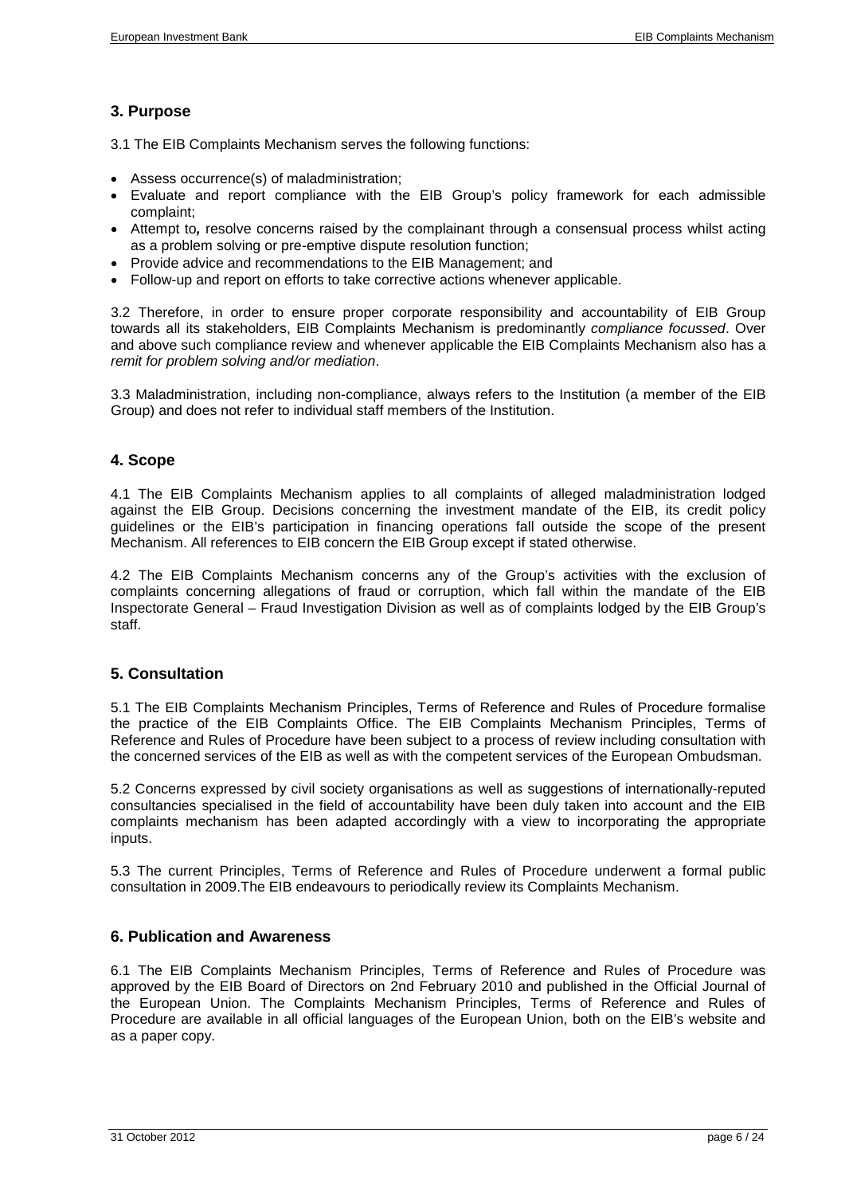## 3. Purpose

3.1 The EIB Complaints Mechanism serves the following functions:

- Assess occurrence(s) of maladministration;
- Evaluate and report compliance with the EIB Group's policy framework for each admissible complaint;
- Attempt to**,** resolve concerns raised by the complainant through a consensual process whilst acting as a problem solving or pre-emptive dispute resolution function;
- Provide advice and recommendations to the EIB Management; and
- Follow-up and report on efforts to take corrective actions whenever applicable.

3.2 Therefore, in order to ensure proper corporate responsibility and accountability of EIB Group towards all its stakeholders, EIB Complaints Mechanism is predominantly *compliance focussed*. Over and above such compliance review and whenever applicable the EIB Complaints Mechanism also has a *remit for problem solving and/or mediation*.

3.3 Maladministration, including non-compliance, always refers to the Institution (a member of the EIB Group) and does not refer to individual staff members of the Institution.

## 4. Scope

4.1 The EIB Complaints Mechanism applies to all complaints of alleged maladministration lodged against the EIB Group. Decisions concerning the investment mandate of the EIB, its credit policy guidelines or the EIB's participation in financing operations fall outside the scope of the present Mechanism. All references to EIB concern the EIB Group except if stated otherwise.

4.2 The EIB Complaints Mechanism concerns any of the Group's activities with the exclusion of complaints concerning allegations of fraud or corruption, which fall within the mandate of the EIB Inspectorate General – Fraud Investigation Division as well as of complaints lodged by the EIB Group's staff.

## 5. Consultation

5.1 The EIB Complaints Mechanism Principles, Terms of Reference and Rules of Procedure formalise the practice of the EIB Complaints Office. The EIB Complaints Mechanism Principles, Terms of Reference and Rules of Procedure have been subject to a process of review including consultation with the concerned services of the EIB as well as with the competent services of the European Ombudsman.

5.2 Concerns expressed by civil society organisations as well as suggestions of internationally-reputed consultancies specialised in the field of accountability have been duly taken into account and the EIB complaints mechanism has been adapted accordingly with a view to incorporating the appropriate inputs.

5.3 The current Principles, Terms of Reference and Rules of Procedure underwent a formal public consultation in 2009.The EIB endeavours to periodically review its Complaints Mechanism.

## 6. Publication and Awareness

6.1 The EIB Complaints Mechanism Principles, Terms of Reference and Rules of Procedure was approved by the EIB Board of Directors on 2nd February 2010 and published in the Official Journal of the European Union. The Complaints Mechanism Principles, Terms of Reference and Rules of Procedure are available in all official languages of the European Union, both on the EIB's website and as a paper copy.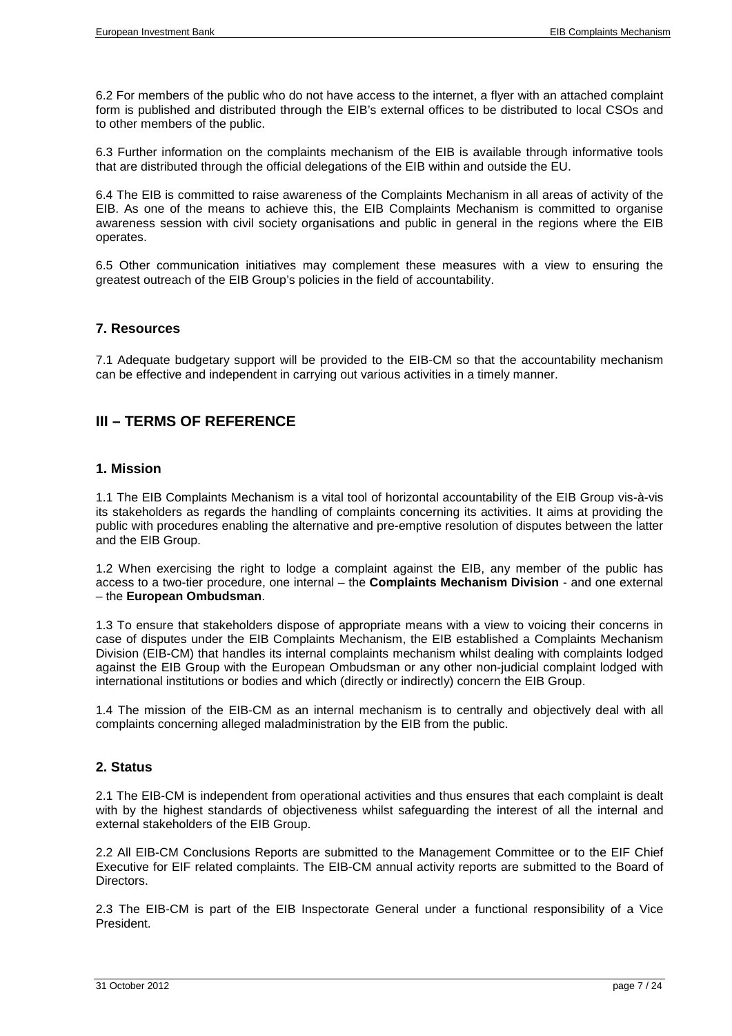6.2 For members of the public who do not have access to the internet, a flyer with an attached complaint form is published and distributed through the EIB's external offices to be distributed to local CSOs and to other members of the public.

6.3 Further information on the complaints mechanism of the EIB is available through informative tools that are distributed through the official delegations of the EIB within and outside the EU.

6.4 The EIB is committed to raise awareness of the Complaints Mechanism in all areas of activity of the EIB. As one of the means to achieve this, the EIB Complaints Mechanism is committed to organise awareness session with civil society organisations and public in general in the regions where the EIB operates.

6.5 Other communication initiatives may complement these measures with a view to ensuring the greatest outreach of the EIB Group's policies in the field of accountability.

### 7. Resources

7.1 Adequate budgetary support will be provided to the EIB-CM so that the accountability mechanism can be effective and independent in carrying out various activities in a timely manner.

## III – TERMS OF REFERENCE

### 1. Mission

1.1 The EIB Complaints Mechanism is a vital tool of horizontal accountability of the EIB Group vis-à-vis its stakeholders as regards the handling of complaints concerning its activities. It aims at providing the public with procedures enabling the alternative and pre-emptive resolution of disputes between the latter and the EIB Group.

1.2 When exercising the right to lodge a complaint against the EIB, any member of the public has access to a two-tier procedure, one internal – the **Complaints Mechanism Division** - and one external – the **European Ombudsman**.

1.3 To ensure that stakeholders dispose of appropriate means with a view to voicing their concerns in case of disputes under the EIB Complaints Mechanism, the EIB established a Complaints Mechanism Division (EIB-CM) that handles its internal complaints mechanism whilst dealing with complaints lodged against the EIB Group with the European Ombudsman or any other non-judicial complaint lodged with international institutions or bodies and which (directly or indirectly) concern the EIB Group.

1.4 The mission of the EIB-CM as an internal mechanism is to centrally and objectively deal with all complaints concerning alleged maladministration by the EIB from the public.

### 2. Status

2.1 The EIB-CM is independent from operational activities and thus ensures that each complaint is dealt with by the highest standards of objectiveness whilst safeguarding the interest of all the internal and external stakeholders of the EIB Group.

2.2 All EIB-CM Conclusions Reports are submitted to the Management Committee or to the EIF Chief Executive for EIF related complaints. The EIB-CM annual activity reports are submitted to the Board of Directors.

2.3 The EIB-CM is part of the EIB Inspectorate General under a functional responsibility of a Vice President.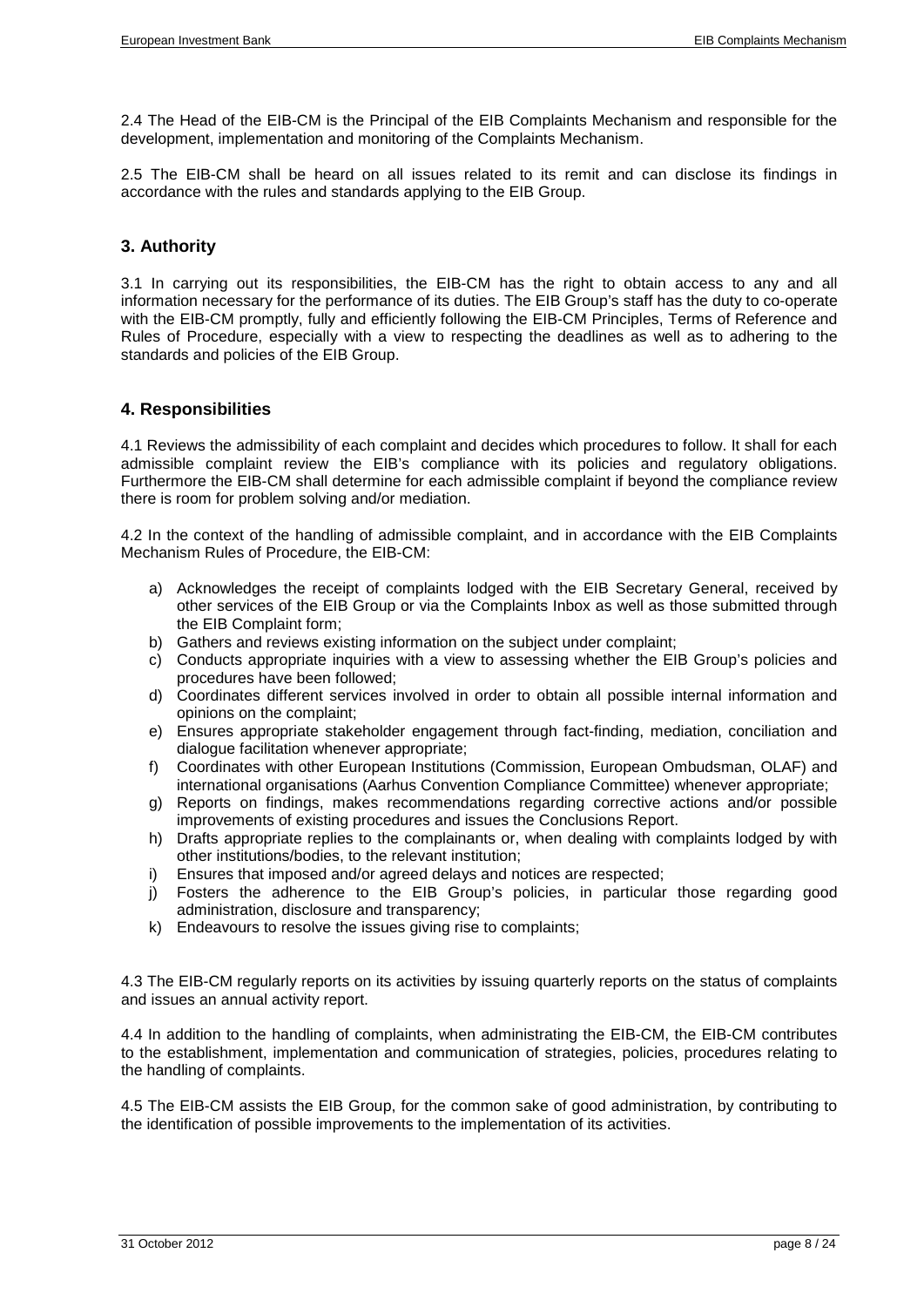2.4 The Head of the EIB-CM is the Principal of the EIB Complaints Mechanism and responsible for the development, implementation and monitoring of the Complaints Mechanism.

2.5 The EIB-CM shall be heard on all issues related to its remit and can disclose its findings in accordance with the rules and standards applying to the EIB Group.

## 3. Authority

3.1 In carrying out its responsibilities, the EIB-CM has the right to obtain access to any and all information necessary for the performance of its duties. The EIB Group's staff has the duty to co-operate with the EIB-CM promptly, fully and efficiently following the EIB-CM Principles, Terms of Reference and Rules of Procedure, especially with a view to respecting the deadlines as well as to adhering to the standards and policies of the EIB Group.

## 4. Responsibilities

4.1 Reviews the admissibility of each complaint and decides which procedures to follow. It shall for each admissible complaint review the EIB's compliance with its policies and regulatory obligations. Furthermore the EIB-CM shall determine for each admissible complaint if beyond the compliance review there is room for problem solving and/or mediation.

4.2 In the context of the handling of admissible complaint, and in accordance with the EIB Complaints Mechanism Rules of Procedure, the EIB-CM:

a) Acknowledges the receipt of complaints lodged with the EIB Secretary General, received by other services of the EIB Group or via the Complaints Inbox as well as those submitted through the EIB Complaint form;
b) Gathers and reviews existing information on the subject under complaint;
c) Conducts appropriate inquiries with a view to assessing whether the EIB Group's policies and procedures have been followed;
d) Coordinates different services involved in order to obtain all possible internal information and opinions on the complaint;
e) Ensures appropriate stakeholder engagement through fact-finding, mediation, conciliation and dialogue facilitation whenever appropriate;
f) Coordinates with other European Institutions (Commission, European Ombudsman, OLAF) and international organisations (Aarhus Convention Compliance Committee) whenever appropriate;
g) Reports on findings, makes recommendations regarding corrective actions and/or possible improvements of existing procedures and issues the Conclusions Report.
h) Drafts appropriate replies to the complainants or, when dealing with complaints lodged by with other institutions/bodies, to the relevant institution;
i) Ensures that imposed and/or agreed delays and notices are respected;
j) Fosters the adherence to the EIB Group's policies, in particular those regarding good administration, disclosure and transparency;
k) Endeavours to resolve the issues giving rise to complaints;

4.3 The EIB-CM regularly reports on its activities by issuing quarterly reports on the status of complaints and issues an annual activity report.

4.4 In addition to the handling of complaints, when administrating the EIB-CM, the EIB-CM contributes to the establishment, implementation and communication of strategies, policies, procedures relating to the handling of complaints.

4.5 The EIB-CM assists the EIB Group, for the common sake of good administration, by contributing to the identification of possible improvements to the implementation of its activities.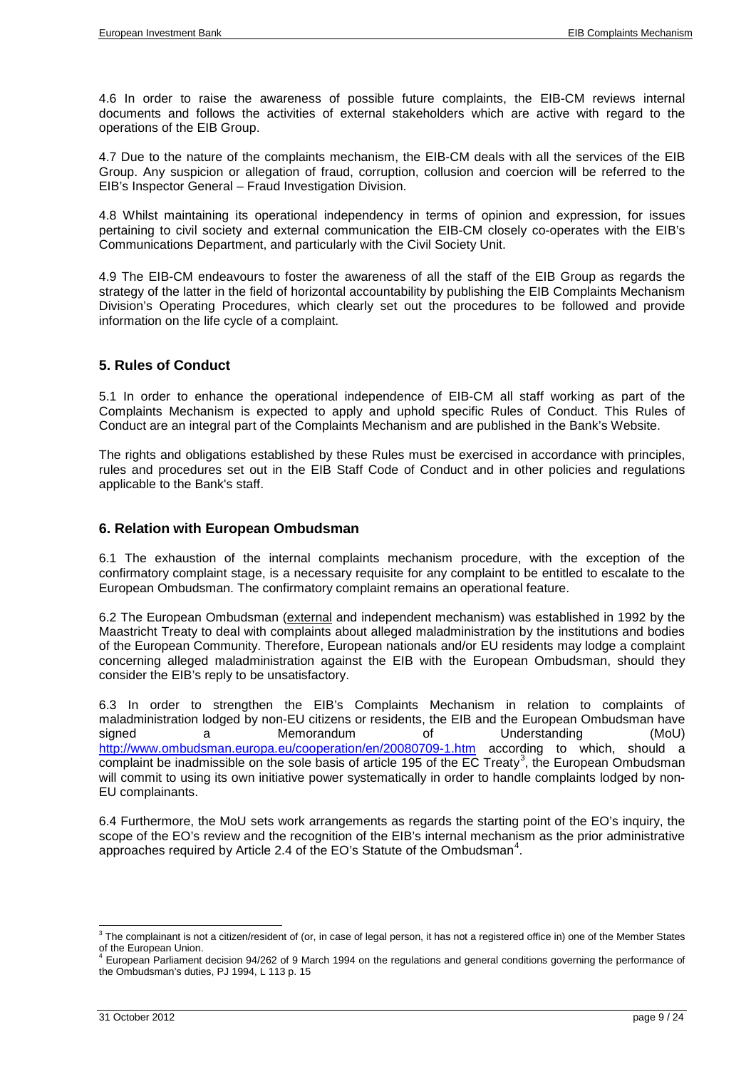4.6 In order to raise the awareness of possible future complaints, the EIB-CM reviews internal documents and follows the activities of external stakeholders which are active with regard to the operations of the EIB Group.

4.7 Due to the nature of the complaints mechanism, the EIB-CM deals with all the services of the EIB Group. Any suspicion or allegation of fraud, corruption, collusion and coercion will be referred to the EIB's Inspector General – Fraud Investigation Division.

4.8 Whilst maintaining its operational independency in terms of opinion and expression, for issues pertaining to civil society and external communication the EIB-CM closely co-operates with the EIB's Communications Department, and particularly with the Civil Society Unit.

4.9 The EIB-CM endeavours to foster the awareness of all the staff of the EIB Group as regards the strategy of the latter in the field of horizontal accountability by publishing the EIB Complaints Mechanism Division's Operating Procedures, which clearly set out the procedures to be followed and provide information on the life cycle of a complaint.

## 5. Rules of Conduct

5.1 In order to enhance the operational independence of EIB-CM all staff working as part of the Complaints Mechanism is expected to apply and uphold specific Rules of Conduct. This Rules of Conduct are an integral part of the Complaints Mechanism and are published in the Bank's Website.

The rights and obligations established by these Rules must be exercised in accordance with principles, rules and procedures set out in the EIB Staff Code of Conduct and in other policies and regulations applicable to the Bank's staff.

## 6. Relation with European Ombudsman

6.1 The exhaustion of the internal complaints mechanism procedure, with the exception of the confirmatory complaint stage, is a necessary requisite for any complaint to be entitled to escalate to the European Ombudsman. The confirmatory complaint remains an operational feature.

6.2 The European Ombudsman (external and independent mechanism) was established in 1992 by the Maastricht Treaty to deal with complaints about alleged maladministration by the institutions and bodies of the European Community. Therefore, European nationals and/or EU residents may lodge a complaint concerning alleged maladministration against the EIB with the European Ombudsman, should they consider the EIB's reply to be unsatisfactory.

6.3 In order to strengthen the EIB's Complaints Mechanism in relation to complaints of maladministration lodged by non-EU citizens or residents, the EIB and the European Ombudsman have signed a Memorandum of Understanding (MoU) http://www.ombudsman.europa.eu/cooperation/en/20080709-1.htm according to which, should a complaint be inadmissible on the sole basis of article 195 of the EC Treaty[3], the European Ombudsman will commit to using its own initiative power systematically in order to handle complaints lodged by non-EU complainants.

6.4 Furthermore, the MoU sets work arrangements as regards the starting point of the EO's inquiry, the scope of the EO's review and the recognition of the EIB's internal mechanism as the prior administrative approaches required by Article 2.4 of the EO's Statute of the Ombudsman[4].

---

[3] The complainant is not a citizen/resident of (or, in case of legal person, it has not a registered office in) one of the Member States of the European Union.

[4] European Parliament decision 94/262 of 9 March 1994 on the regulations and general conditions governing the performance of the Ombudsman's duties, PJ 1994, L 113 p. 15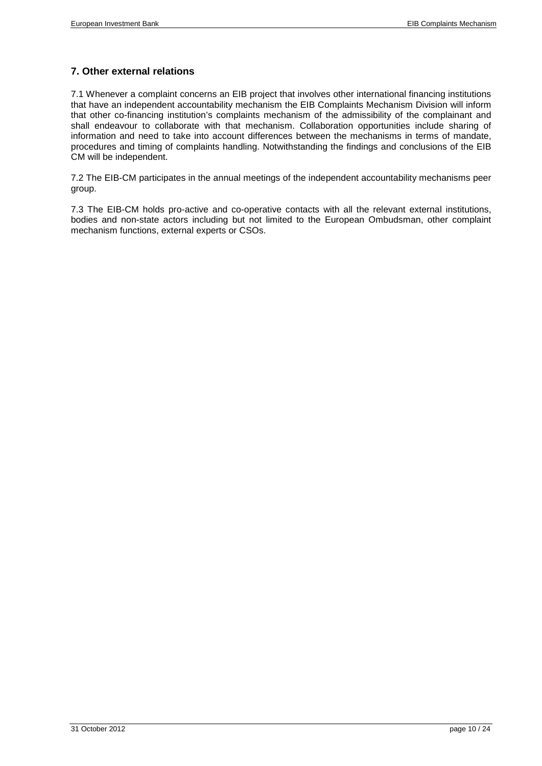## 7. Other external relations

7.1 Whenever a complaint concerns an EIB project that involves other international financing institutions that have an independent accountability mechanism the EIB Complaints Mechanism Division will inform that other co-financing institution's complaints mechanism of the admissibility of the complainant and shall endeavour to collaborate with that mechanism. Collaboration opportunities include sharing of information and need to take into account differences between the mechanisms in terms of mandate, procedures and timing of complaints handling. Notwithstanding the findings and conclusions of the EIB CM will be independent.

7.2 The EIB-CM participates in the annual meetings of the independent accountability mechanisms peer group.

7.3 The EIB-CM holds pro-active and co-operative contacts with all the relevant external institutions, bodies and non-state actors including but not limited to the European Ombudsman, other complaint mechanism functions, external experts or CSOs.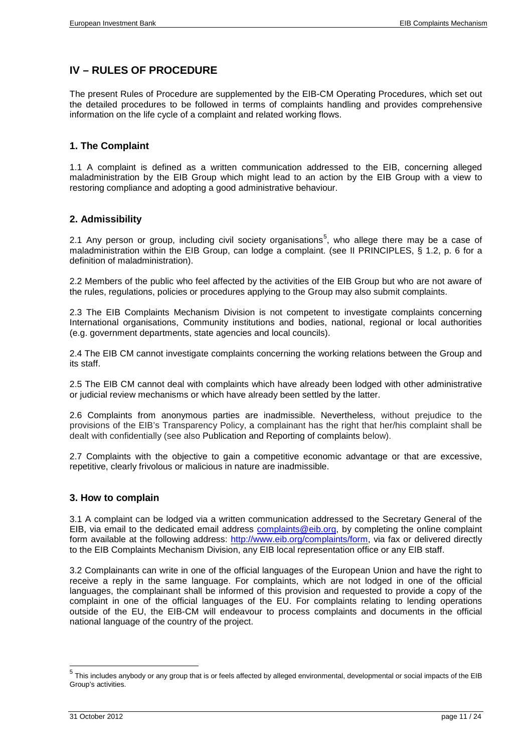## IV – RULES OF PROCEDURE

The present Rules of Procedure are supplemented by the EIB-CM Operating Procedures, which set out the detailed procedures to be followed in terms of complaints handling and provides comprehensive information on the life cycle of a complaint and related working flows.

### 1. The Complaint

1.1 A complaint is defined as a written communication addressed to the EIB, concerning alleged maladministration by the EIB Group which might lead to an action by the EIB Group with a view to restoring compliance and adopting a good administrative behaviour.

### 2. Admissibility

2.1 Any person or group, including civil society organisations[5], who allege there may be a case of maladministration within the EIB Group, can lodge a complaint. (see II PRINCIPLES, § 1.2, p. 6 for a definition of maladministration).

2.2 Members of the public who feel affected by the activities of the EIB Group but who are not aware of the rules, regulations, policies or procedures applying to the Group may also submit complaints.

2.3 The EIB Complaints Mechanism Division is not competent to investigate complaints concerning International organisations, Community institutions and bodies, national, regional or local authorities (e.g. government departments, state agencies and local councils).

2.4 The EIB CM cannot investigate complaints concerning the working relations between the Group and its staff.

2.5 The EIB CM cannot deal with complaints which have already been lodged with other administrative or judicial review mechanisms or which have already been settled by the latter.

2.6 Complaints from anonymous parties are inadmissible. Nevertheless, without prejudice to the provisions of the EIB's Transparency Policy, a complainant has the right that her/his complaint shall be dealt with confidentially (see also Publication and Reporting of complaints below).

2.7 Complaints with the objective to gain a competitive economic advantage or that are excessive, repetitive, clearly frivolous or malicious in nature are inadmissible.

### 3. How to complain

3.1 A complaint can be lodged via a written communication addressed to the Secretary General of the EIB, via email to the dedicated email address complaints@eib.org, by completing the online complaint form available at the following address: http://www.eib.org/complaints/form, via fax or delivered directly to the EIB Complaints Mechanism Division, any EIB local representation office or any EIB staff.

3.2 Complainants can write in one of the official languages of the European Union and have the right to receive a reply in the same language. For complaints, which are not lodged in one of the official languages, the complainant shall be informed of this provision and requested to provide a copy of the complaint in one of the official languages of the EU. For complaints relating to lending operations outside of the EU, the EIB-CM will endeavour to process complaints and documents in the official national language of the country of the project.

---

[5] This includes anybody or any group that is or feels affected by alleged environmental, developmental or social impacts of the EIB Group's activities.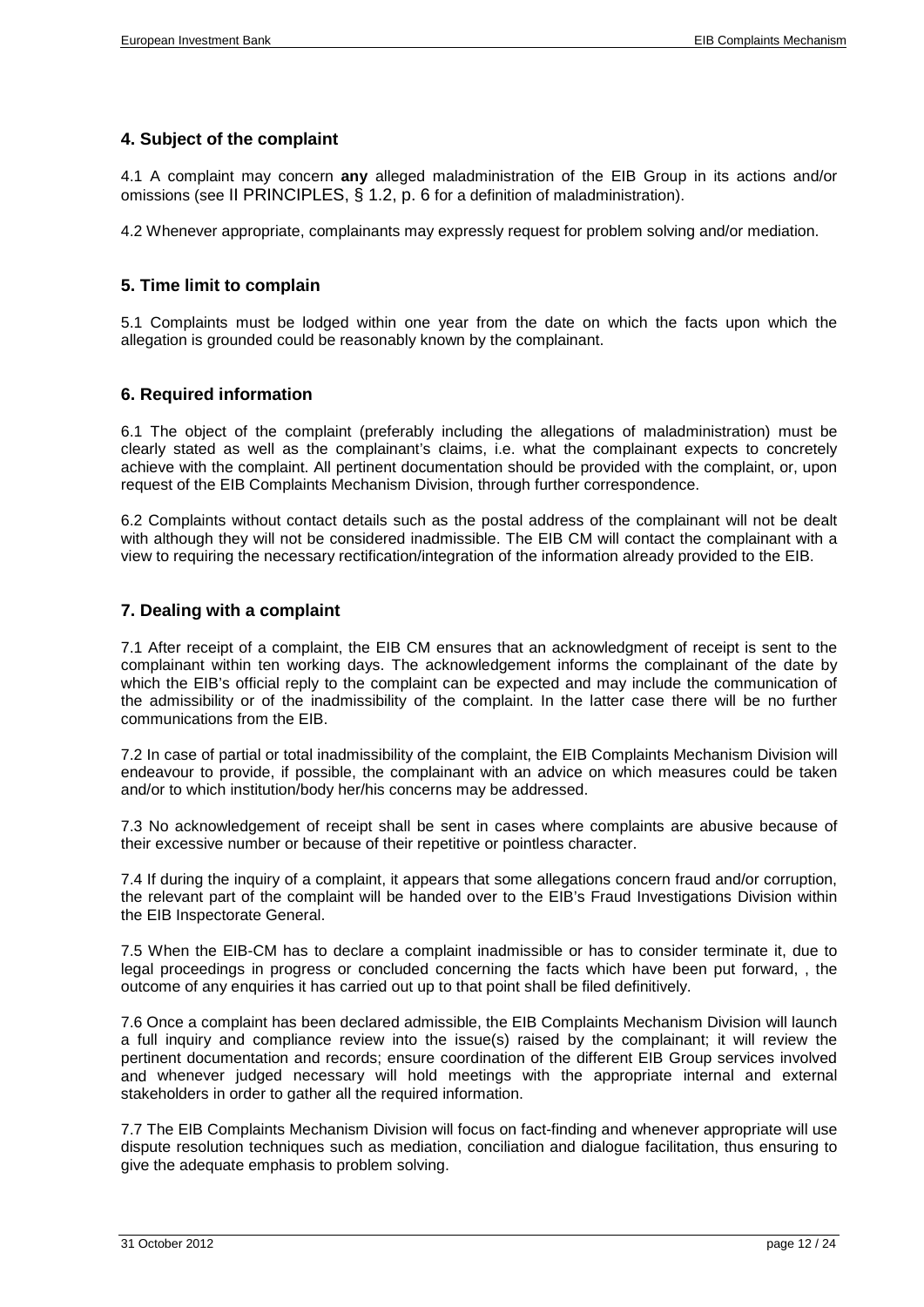## 4. Subject of the complaint

4.1 A complaint may concern **any** alleged maladministration of the EIB Group in its actions and/or omissions (see II PRINCIPLES, § 1.2, p. 6 for a definition of maladministration).

4.2 Whenever appropriate, complainants may expressly request for problem solving and/or mediation.

## 5. Time limit to complain

5.1 Complaints must be lodged within one year from the date on which the facts upon which the allegation is grounded could be reasonably known by the complainant.

## 6. Required information

6.1 The object of the complaint (preferably including the allegations of maladministration) must be clearly stated as well as the complainant's claims, i.e. what the complainant expects to concretely achieve with the complaint. All pertinent documentation should be provided with the complaint, or, upon request of the EIB Complaints Mechanism Division, through further correspondence.

6.2 Complaints without contact details such as the postal address of the complainant will not be dealt with although they will not be considered inadmissible. The EIB CM will contact the complainant with a view to requiring the necessary rectification/integration of the information already provided to the EIB.

## 7. Dealing with a complaint

7.1 After receipt of a complaint, the EIB CM ensures that an acknowledgment of receipt is sent to the complainant within ten working days. The acknowledgement informs the complainant of the date by which the EIB's official reply to the complaint can be expected and may include the communication of the admissibility or of the inadmissibility of the complaint. In the latter case there will be no further communications from the EIB.

7.2 In case of partial or total inadmissibility of the complaint, the EIB Complaints Mechanism Division will endeavour to provide, if possible, the complainant with an advice on which measures could be taken and/or to which institution/body her/his concerns may be addressed.

7.3 No acknowledgement of receipt shall be sent in cases where complaints are abusive because of their excessive number or because of their repetitive or pointless character.

7.4 If during the inquiry of a complaint, it appears that some allegations concern fraud and/or corruption, the relevant part of the complaint will be handed over to the EIB's Fraud Investigations Division within the EIB Inspectorate General.

7.5 When the EIB-CM has to declare a complaint inadmissible or has to consider terminate it, due to legal proceedings in progress or concluded concerning the facts which have been put forward, , the outcome of any enquiries it has carried out up to that point shall be filed definitively.

7.6 Once a complaint has been declared admissible, the EIB Complaints Mechanism Division will launch a full inquiry and compliance review into the issue(s) raised by the complainant; it will review the pertinent documentation and records; ensure coordination of the different EIB Group services involved and whenever judged necessary will hold meetings with the appropriate internal and external stakeholders in order to gather all the required information.

7.7 The EIB Complaints Mechanism Division will focus on fact-finding and whenever appropriate will use dispute resolution techniques such as mediation, conciliation and dialogue facilitation, thus ensuring to give the adequate emphasis to problem solving.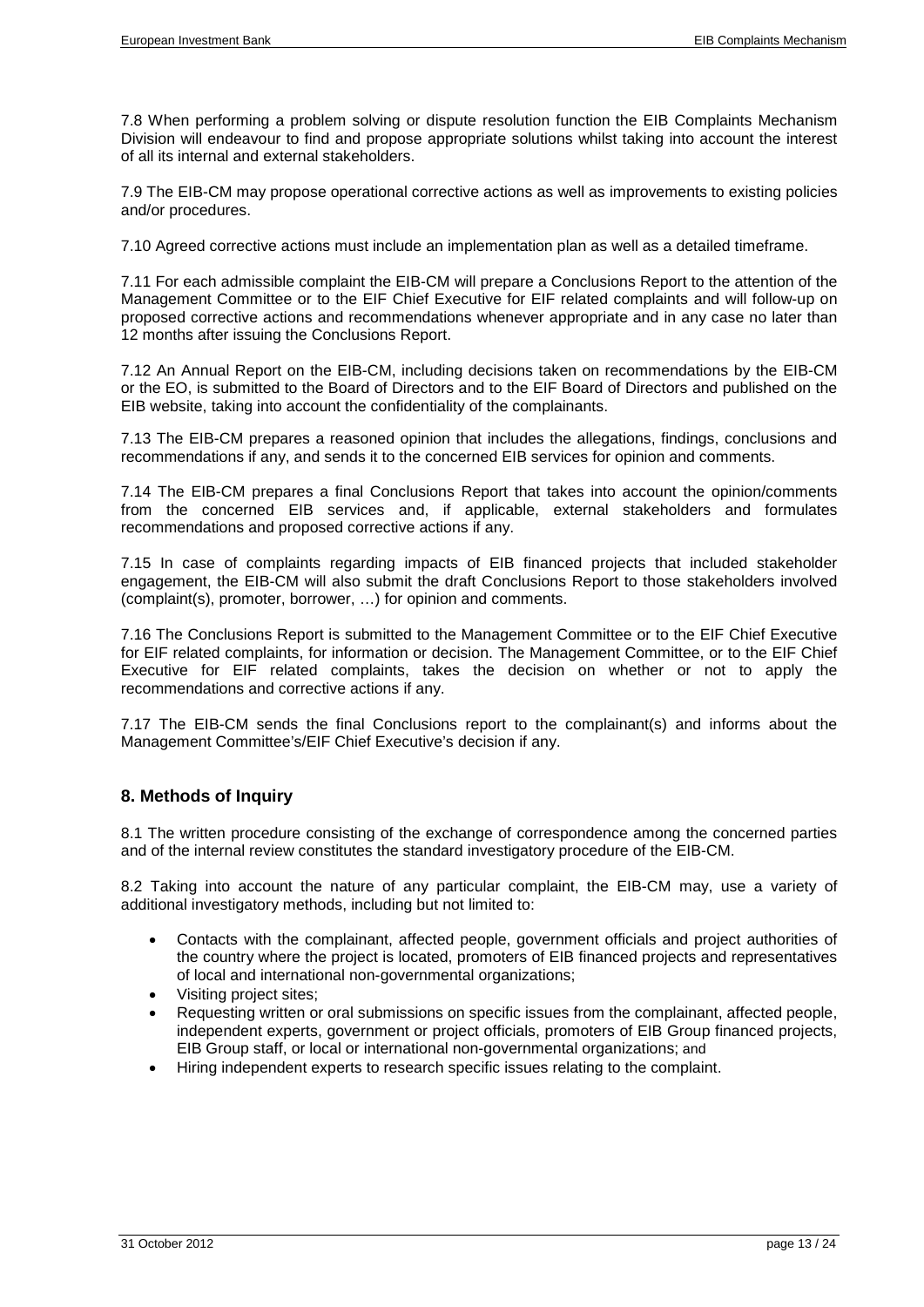7.8 When performing a problem solving or dispute resolution function the EIB Complaints Mechanism Division will endeavour to find and propose appropriate solutions whilst taking into account the interest of all its internal and external stakeholders.

7.9 The EIB-CM may propose operational corrective actions as well as improvements to existing policies and/or procedures.

7.10 Agreed corrective actions must include an implementation plan as well as a detailed timeframe.

7.11 For each admissible complaint the EIB-CM will prepare a Conclusions Report to the attention of the Management Committee or to the EIF Chief Executive for EIF related complaints and will follow-up on proposed corrective actions and recommendations whenever appropriate and in any case no later than 12 months after issuing the Conclusions Report.

7.12 An Annual Report on the EIB-CM, including decisions taken on recommendations by the EIB-CM or the EO, is submitted to the Board of Directors and to the EIF Board of Directors and published on the EIB website, taking into account the confidentiality of the complainants.

7.13 The EIB-CM prepares a reasoned opinion that includes the allegations, findings, conclusions and recommendations if any, and sends it to the concerned EIB services for opinion and comments.

7.14 The EIB-CM prepares a final Conclusions Report that takes into account the opinion/comments from the concerned EIB services and, if applicable, external stakeholders and formulates recommendations and proposed corrective actions if any.

7.15 In case of complaints regarding impacts of EIB financed projects that included stakeholder engagement, the EIB-CM will also submit the draft Conclusions Report to those stakeholders involved (complaint(s), promoter, borrower, …) for opinion and comments.

7.16 The Conclusions Report is submitted to the Management Committee or to the EIF Chief Executive for EIF related complaints, for information or decision. The Management Committee, or to the EIF Chief Executive for EIF related complaints, takes the decision on whether or not to apply the recommendations and corrective actions if any.

7.17 The EIB-CM sends the final Conclusions report to the complainant(s) and informs about the Management Committee's/EIF Chief Executive's decision if any.

## 8. Methods of Inquiry

8.1 The written procedure consisting of the exchange of correspondence among the concerned parties and of the internal review constitutes the standard investigatory procedure of the EIB-CM.

8.2 Taking into account the nature of any particular complaint, the EIB-CM may, use a variety of additional investigatory methods, including but not limited to:

- Contacts with the complainant, affected people, government officials and project authorities of the country where the project is located, promoters of EIB financed projects and representatives of local and international non-governmental organizations;
- Visiting project sites;
- Requesting written or oral submissions on specific issues from the complainant, affected people, independent experts, government or project officials, promoters of EIB Group financed projects, EIB Group staff, or local or international non-governmental organizations; and
- Hiring independent experts to research specific issues relating to the complaint.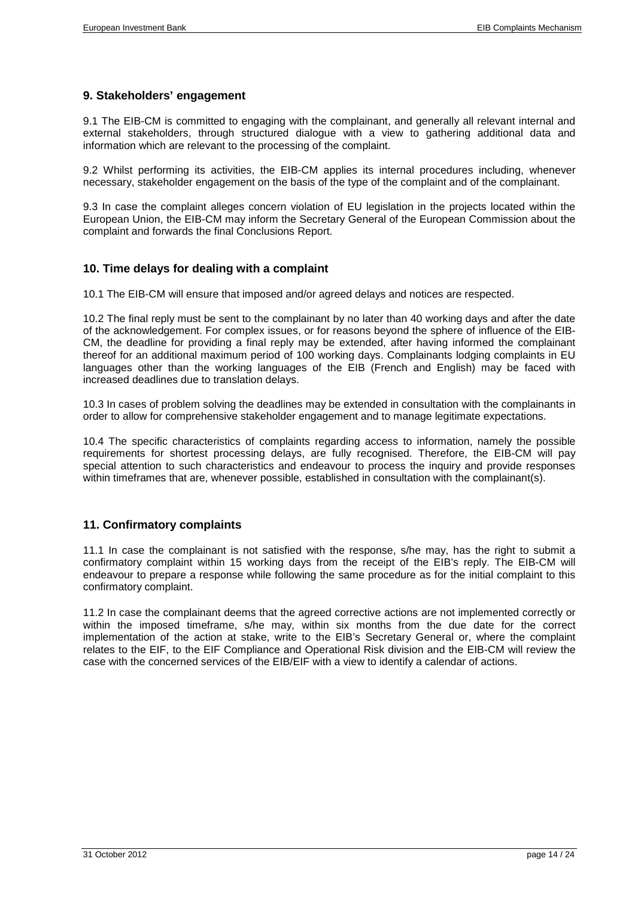## 9. Stakeholders' engagement

9.1 The EIB-CM is committed to engaging with the complainant, and generally all relevant internal and external stakeholders, through structured dialogue with a view to gathering additional data and information which are relevant to the processing of the complaint.

9.2 Whilst performing its activities, the EIB-CM applies its internal procedures including, whenever necessary, stakeholder engagement on the basis of the type of the complaint and of the complainant.

9.3 In case the complaint alleges concern violation of EU legislation in the projects located within the European Union, the EIB-CM may inform the Secretary General of the European Commission about the complaint and forwards the final Conclusions Report.

## 10. Time delays for dealing with a complaint

10.1 The EIB-CM will ensure that imposed and/or agreed delays and notices are respected.

10.2 The final reply must be sent to the complainant by no later than 40 working days and after the date of the acknowledgement. For complex issues, or for reasons beyond the sphere of influence of the EIB-CM, the deadline for providing a final reply may be extended, after having informed the complainant thereof for an additional maximum period of 100 working days. Complainants lodging complaints in EU languages other than the working languages of the EIB (French and English) may be faced with increased deadlines due to translation delays.

10.3 In cases of problem solving the deadlines may be extended in consultation with the complainants in order to allow for comprehensive stakeholder engagement and to manage legitimate expectations.

10.4 The specific characteristics of complaints regarding access to information, namely the possible requirements for shortest processing delays, are fully recognised. Therefore, the EIB-CM will pay special attention to such characteristics and endeavour to process the inquiry and provide responses within timeframes that are, whenever possible, established in consultation with the complainant(s).

## 11. Confirmatory complaints

11.1 In case the complainant is not satisfied with the response, s/he may, has the right to submit a confirmatory complaint within 15 working days from the receipt of the EIB's reply. The EIB-CM will endeavour to prepare a response while following the same procedure as for the initial complaint to this confirmatory complaint.

11.2 In case the complainant deems that the agreed corrective actions are not implemented correctly or within the imposed timeframe, s/he may, within six months from the due date for the correct implementation of the action at stake, write to the EIB's Secretary General or, where the complaint relates to the EIF, to the EIF Compliance and Operational Risk division and the EIB-CM will review the case with the concerned services of the EIB/EIF with a view to identify a calendar of actions.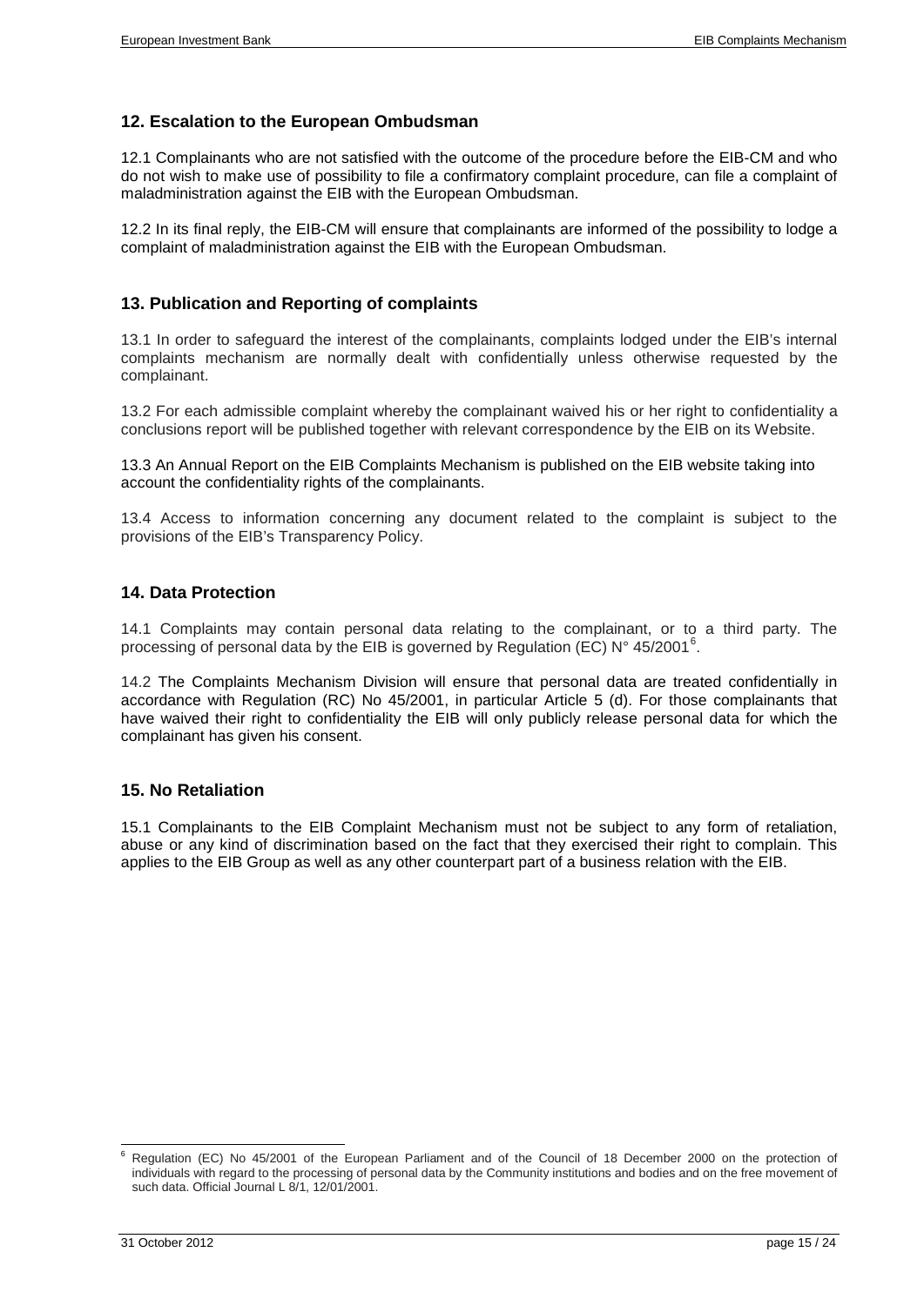## 12. Escalation to the European Ombudsman

12.1 Complainants who are not satisfied with the outcome of the procedure before the EIB-CM and who do not wish to make use of possibility to file a confirmatory complaint procedure, can file a complaint of maladministration against the EIB with the European Ombudsman.

12.2 In its final reply, the EIB-CM will ensure that complainants are informed of the possibility to lodge a complaint of maladministration against the EIB with the European Ombudsman.

## 13. Publication and Reporting of complaints

13.1 In order to safeguard the interest of the complainants, complaints lodged under the EIB's internal complaints mechanism are normally dealt with confidentially unless otherwise requested by the complainant.

13.2 For each admissible complaint whereby the complainant waived his or her right to confidentiality a conclusions report will be published together with relevant correspondence by the EIB on its Website.

13.3 An Annual Report on the EIB Complaints Mechanism is published on the EIB website taking into account the confidentiality rights of the complainants.

13.4 Access to information concerning any document related to the complaint is subject to the provisions of the EIB's Transparency Policy.

## 14. Data Protection

14.1 Complaints may contain personal data relating to the complainant, or to a third party. The processing of personal data by the EIB is governed by Regulation (EC) N° 45/2001[6].

14.2 The Complaints Mechanism Division will ensure that personal data are treated confidentially in accordance with Regulation (RC) No 45/2001, in particular Article 5 (d). For those complainants that have waived their right to confidentiality the EIB will only publicly release personal data for which the complainant has given his consent.

## 15. No Retaliation

15.1 Complainants to the EIB Complaint Mechanism must not be subject to any form of retaliation, abuse or any kind of discrimination based on the fact that they exercised their right to complain. This applies to the EIB Group as well as any other counterpart part of a business relation with the EIB.

---

[6] Regulation (EC) No 45/2001 of the European Parliament and of the Council of 18 December 2000 on the protection of individuals with regard to the processing of personal data by the Community institutions and bodies and on the free movement of such data. Official Journal L 8/1, 12/01/2001.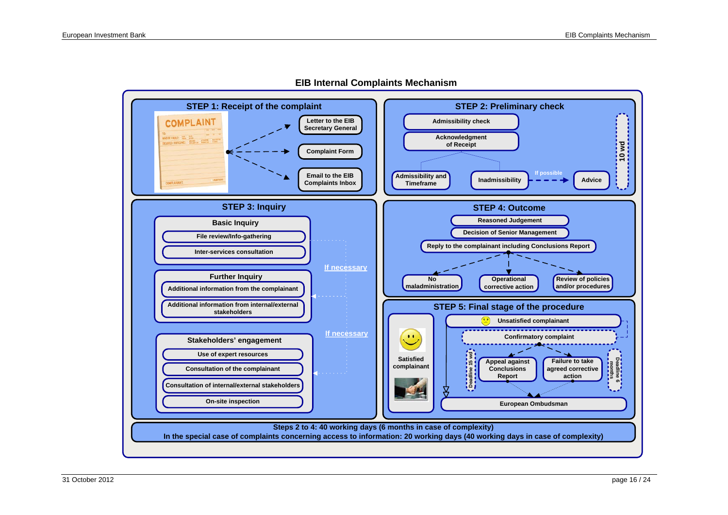# EIB Internal Complaints Mechanism

## STEP 1: Receipt of the complaint

- Letter to the EIB Secretary General
- Complaint Form
- Email to the EIB Complaints Inbox

## STEP 2: Preliminary check

- Admissibility check
- Acknowledgment of Receipt
  - Admissibility and Timeframe
  - Inadmissibility → If possible → Advice

10 wd

## STEP 3: Inquiry

**Basic Inquiry**
- File review/Info-gathering
- Inter-services consultation

If necessary

**Further Inquiry**
- Additional information from the complainant
- Additional information from internal/external stakeholders

If necessary

**Stakeholders' engagement**
- Use of expert resources
- Consultation of the complainant
- Consultation of internal/external stakeholders
- On-site inspection

## STEP 4: Outcome

- Reasoned Judgement
- Decision of Senior Management
- Reply to the complainant including Conclusions Report
  - No maladministration
  - Operational corrective action
  - Review of policies and/or procedures

## STEP 5: Final stage of the procedure

- Satisfied complainant
- Unsatisfied complainant
  - Confirmatory complaint
    - Appeal against Conclusions Report (Deadline 15 wd)
    - Failure to take agreed corrective action (Deadline 6 months)
  - European Ombudsman

**Steps 2 to 4: 40 working days (6 months in case of complexity)**
**In the special case of complaints concerning access to information: 20 working days (40 working days in case of complexity)**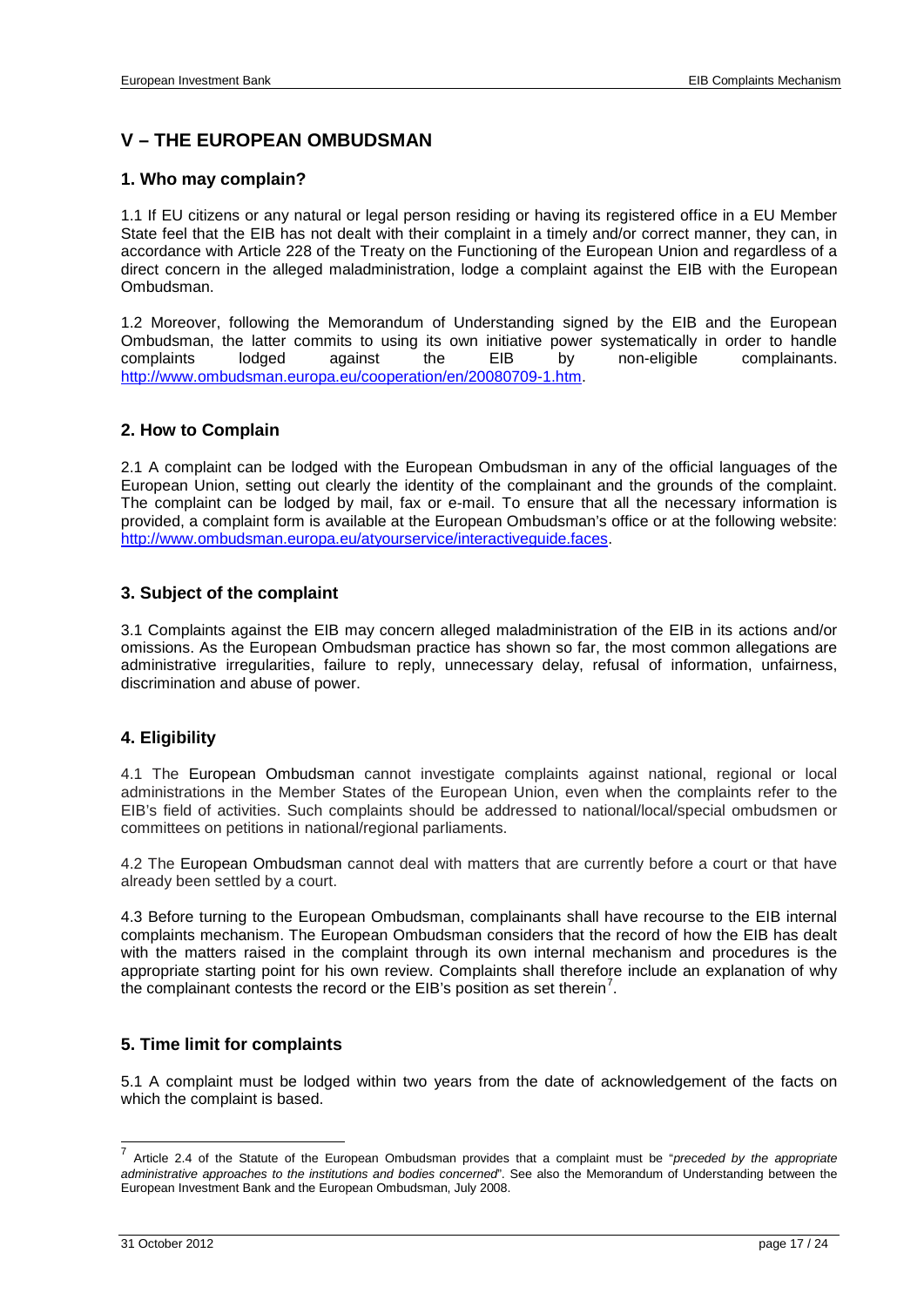## V – THE EUROPEAN OMBUDSMAN

### 1. Who may complain?

1.1 If EU citizens or any natural or legal person residing or having its registered office in a EU Member State feel that the EIB has not dealt with their complaint in a timely and/or correct manner, they can, in accordance with Article 228 of the Treaty on the Functioning of the European Union and regardless of a direct concern in the alleged maladministration, lodge a complaint against the EIB with the European Ombudsman.

1.2 Moreover, following the Memorandum of Understanding signed by the EIB and the European Ombudsman, the latter commits to using its own initiative power systematically in order to handle complaints lodged against the EIB by non-eligible complainants. http://www.ombudsman.europa.eu/cooperation/en/20080709-1.htm.

### 2. How to Complain

2.1 A complaint can be lodged with the European Ombudsman in any of the official languages of the European Union, setting out clearly the identity of the complainant and the grounds of the complaint. The complaint can be lodged by mail, fax or e-mail. To ensure that all the necessary information is provided, a complaint form is available at the European Ombudsman's office or at the following website: http://www.ombudsman.europa.eu/atyourservice/interactiveguide.faces.

### 3. Subject of the complaint

3.1 Complaints against the EIB may concern alleged maladministration of the EIB in its actions and/or omissions. As the European Ombudsman practice has shown so far, the most common allegations are administrative irregularities, failure to reply, unnecessary delay, refusal of information, unfairness, discrimination and abuse of power.

### 4. Eligibility

4.1 The European Ombudsman cannot investigate complaints against national, regional or local administrations in the Member States of the European Union, even when the complaints refer to the EIB's field of activities. Such complaints should be addressed to national/local/special ombudsmen or committees on petitions in national/regional parliaments.

4.2 The European Ombudsman cannot deal with matters that are currently before a court or that have already been settled by a court.

4.3 Before turning to the European Ombudsman, complainants shall have recourse to the EIB internal complaints mechanism. The European Ombudsman considers that the record of how the EIB has dealt with the matters raised in the complaint through its own internal mechanism and procedures is the appropriate starting point for his own review. Complaints shall therefore include an explanation of why the complainant contests the record or the EIB's position as set therein[7].

### 5. Time limit for complaints

5.1 A complaint must be lodged within two years from the date of acknowledgement of the facts on which the complaint is based.

---

[7] Article 2.4 of the Statute of the European Ombudsman provides that a complaint must be "*preceded by the appropriate administrative approaches to the institutions and bodies concerned*". See also the Memorandum of Understanding between the European Investment Bank and the European Ombudsman, July 2008.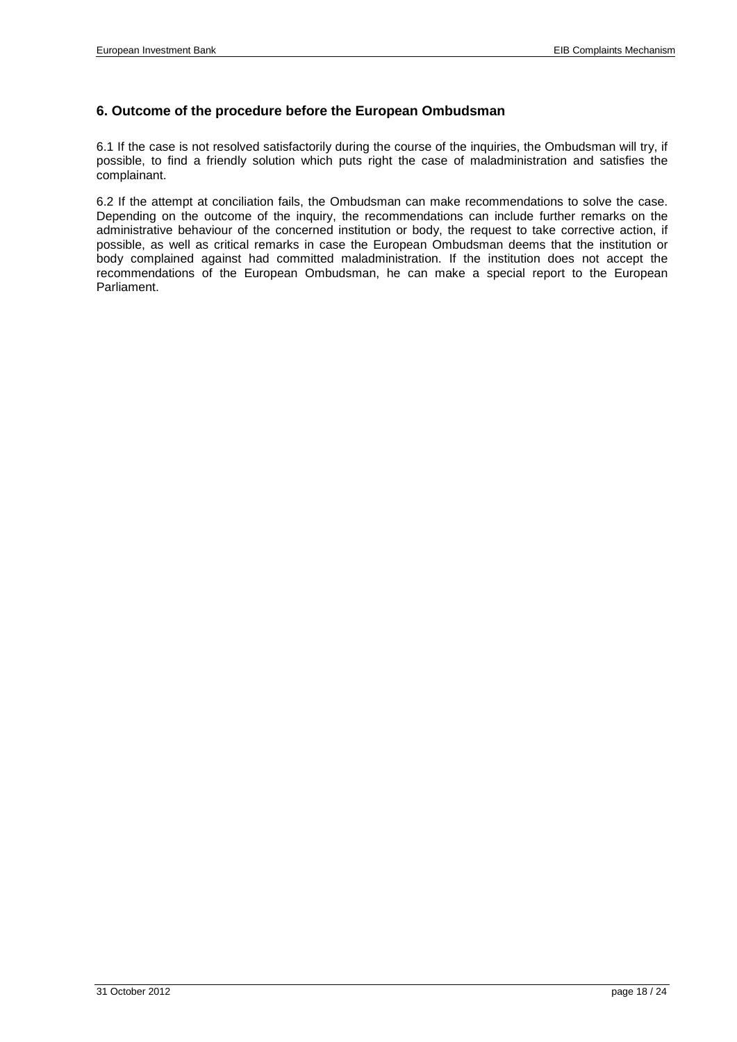## 6. Outcome of the procedure before the European Ombudsman

6.1 If the case is not resolved satisfactorily during the course of the inquiries, the Ombudsman will try, if possible, to find a friendly solution which puts right the case of maladministration and satisfies the complainant.

6.2 If the attempt at conciliation fails, the Ombudsman can make recommendations to solve the case. Depending on the outcome of the inquiry, the recommendations can include further remarks on the administrative behaviour of the concerned institution or body, the request to take corrective action, if possible, as well as critical remarks in case the European Ombudsman deems that the institution or body complained against had committed maladministration. If the institution does not accept the recommendations of the European Ombudsman, he can make a special report to the European Parliament.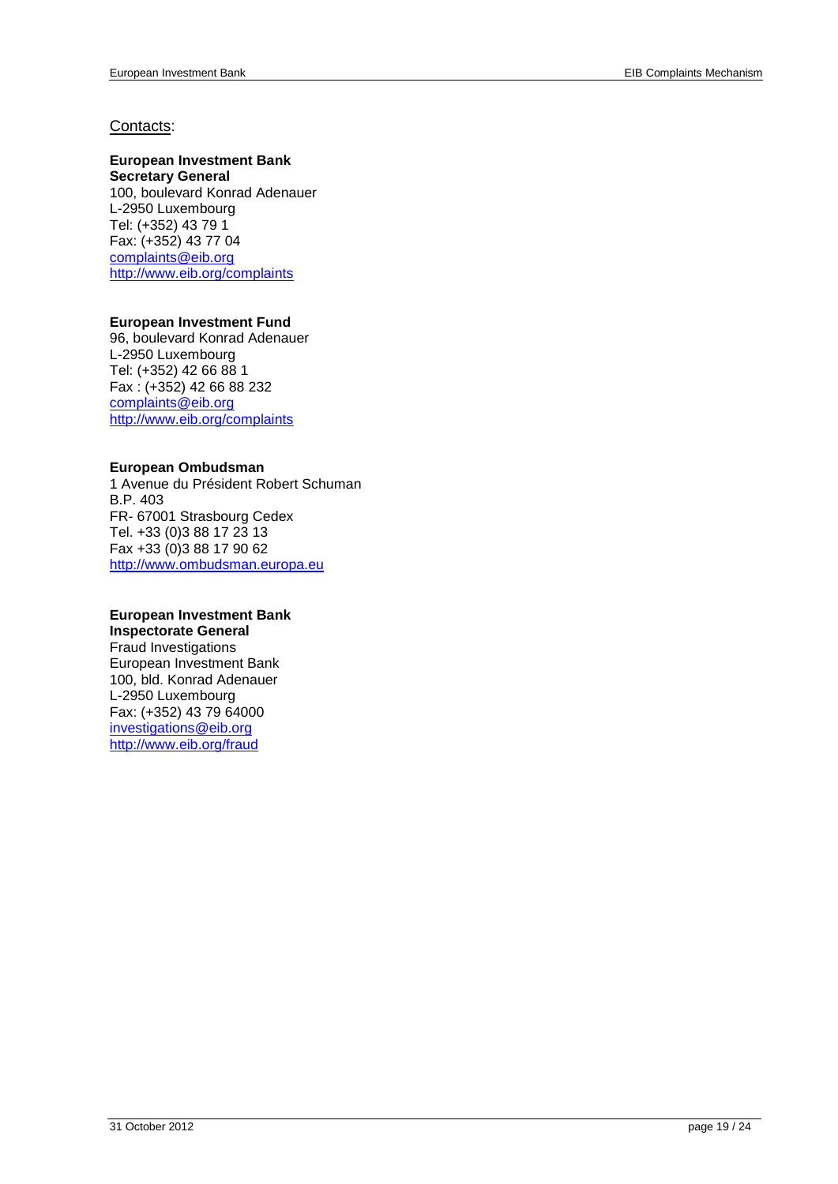Contacts:

**European Investment Bank**
**Secretary General**
100, boulevard Konrad Adenauer
L-2950 Luxembourg
Tel: (+352) 43 79 1
Fax: (+352) 43 77 04
complaints@eib.org
http://www.eib.org/complaints

**European Investment Fund**
96, boulevard Konrad Adenauer
L-2950 Luxembourg
Tel: (+352) 42 66 88 1
Fax : (+352) 42 66 88 232
complaints@eib.org
http://www.eib.org/complaints

**European Ombudsman**
1 Avenue du Président Robert Schuman
B.P. 403
FR- 67001 Strasbourg Cedex
Tel. +33 (0)3 88 17 23 13
Fax +33 (0)3 88 17 90 62
http://www.ombudsman.europa.eu

**European Investment Bank**
**Inspectorate General**
Fraud Investigations
European Investment Bank
100, bld. Konrad Adenauer
L-2950 Luxembourg
Fax: (+352) 43 79 64000
investigations@eib.org
http://www.eib.org/fraud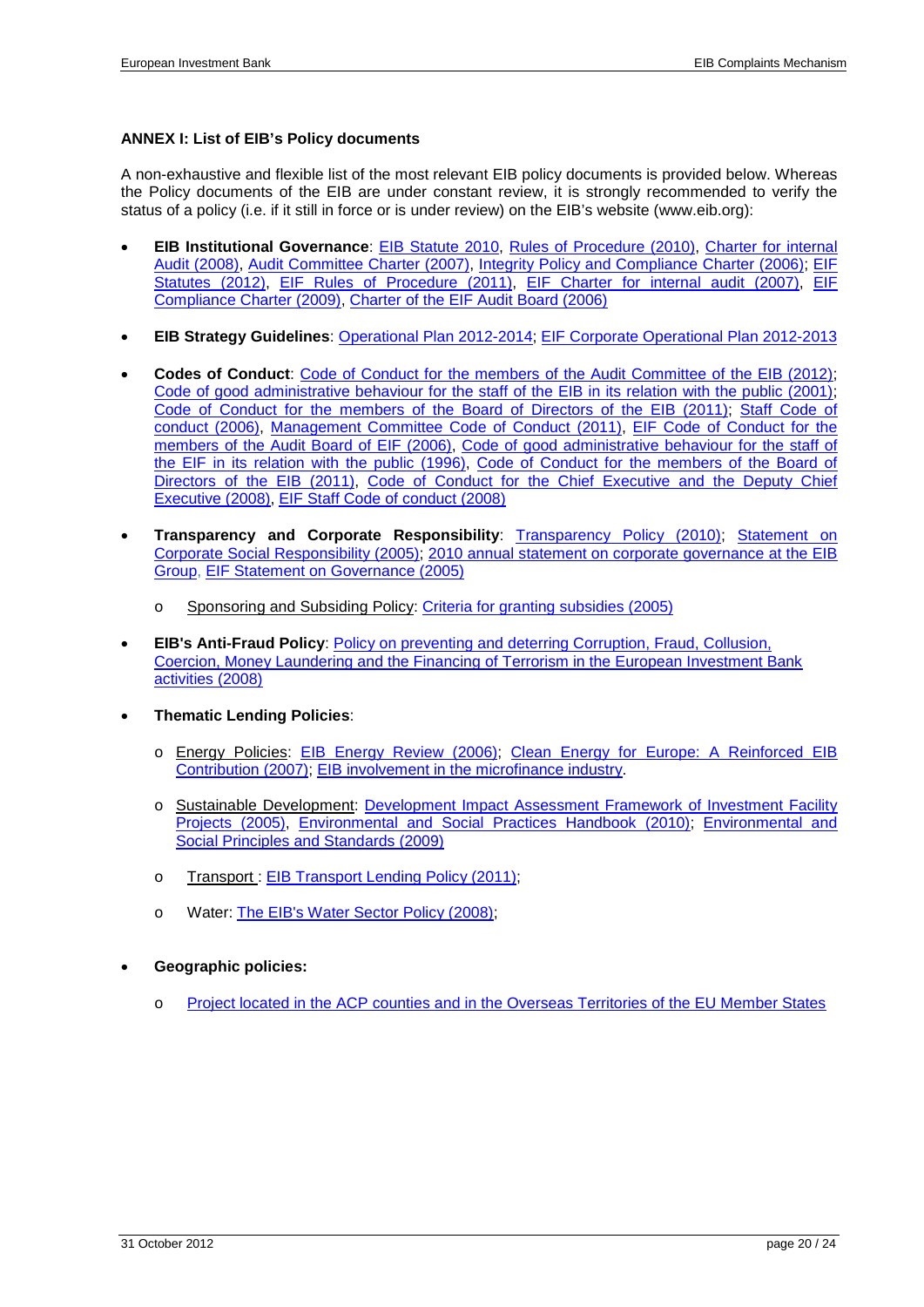**ANNEX I: List of EIB's Policy documents**

A non-exhaustive and flexible list of the most relevant EIB policy documents is provided below. Whereas the Policy documents of the EIB are under constant review, it is strongly recommended to verify the status of a policy (i.e. if it still in force or is under review) on the EIB's website (www.eib.org):

- **EIB Institutional Governance**: EIB Statute 2010, Rules of Procedure (2010), Charter for internal Audit (2008), Audit Committee Charter (2007), Integrity Policy and Compliance Charter (2006); EIF Statutes (2012), EIF Rules of Procedure (2011), EIF Charter for internal audit (2007), EIF Compliance Charter (2009), Charter of the EIF Audit Board (2006)
- **EIB Strategy Guidelines**: Operational Plan 2012-2014; EIF Corporate Operational Plan 2012-2013
- **Codes of Conduct**: Code of Conduct for the members of the Audit Committee of the EIB (2012); Code of good administrative behaviour for the staff of the EIB in its relation with the public (2001); Code of Conduct for the members of the Board of Directors of the EIB (2011); Staff Code of conduct (2006), Management Committee Code of Conduct (2011), EIF Code of Conduct for the members of the Audit Board of EIF (2006), Code of good administrative behaviour for the staff of the EIF in its relation with the public (1996), Code of Conduct for the members of the Board of Directors of the EIB (2011), Code of Conduct for the Chief Executive and the Deputy Chief Executive (2008), EIF Staff Code of conduct (2008)
- **Transparency and Corporate Responsibility**: Transparency Policy (2010); Statement on Corporate Social Responsibility (2005); 2010 annual statement on corporate governance at the EIB Group, EIF Statement on Governance (2005)
  - Sponsoring and Subsiding Policy: Criteria for granting subsidies (2005)
- **EIB's Anti-Fraud Policy**: Policy on preventing and deterring Corruption, Fraud, Collusion, Coercion, Money Laundering and the Financing of Terrorism in the European Investment Bank activities (2008)
- **Thematic Lending Policies**:
  - Energy Policies: EIB Energy Review (2006); Clean Energy for Europe: A Reinforced EIB Contribution (2007); EIB involvement in the microfinance industry.
  - Sustainable Development: Development Impact Assessment Framework of Investment Facility Projects (2005), Environmental and Social Practices Handbook (2010); Environmental and Social Principles and Standards (2009)
  - Transport : EIB Transport Lending Policy (2011);
  - Water: The EIB's Water Sector Policy (2008);
- **Geographic policies:**
  - Project located in the ACP counties and in the Overseas Territories of the EU Member States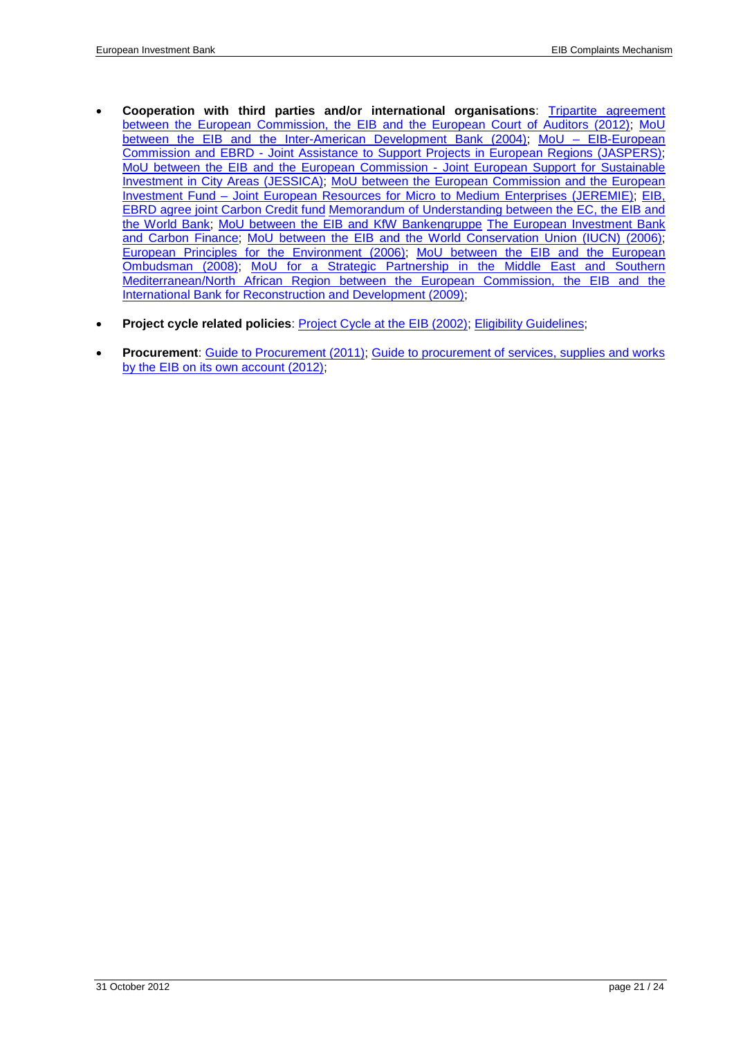- **Cooperation with third parties and/or international organisations**: Tripartite agreement between the European Commission, the EIB and the European Court of Auditors (2012); MoU between the EIB and the Inter-American Development Bank (2004); MoU – EIB-European Commission and EBRD - Joint Assistance to Support Projects in European Regions (JASPERS); MoU between the EIB and the European Commission - Joint European Support for Sustainable Investment in City Areas (JESSICA); MoU between the European Commission and the European Investment Fund – Joint European Resources for Micro to Medium Enterprises (JEREMIE); EIB, EBRD agree joint Carbon Credit fund Memorandum of Understanding between the EC, the EIB and the World Bank; MoU between the EIB and KfW Bankengruppe The European Investment Bank and Carbon Finance; MoU between the EIB and the World Conservation Union (IUCN) (2006); European Principles for the Environment (2006); MoU between the EIB and the European Ombudsman (2008); MoU for a Strategic Partnership in the Middle East and Southern Mediterranean/North African Region between the European Commission, the EIB and the International Bank for Reconstruction and Development (2009);

- **Project cycle related policies**: Project Cycle at the EIB (2002); Eligibility Guidelines;

- **Procurement**: Guide to Procurement (2011); Guide to procurement of services, supplies and works by the EIB on its own account (2012);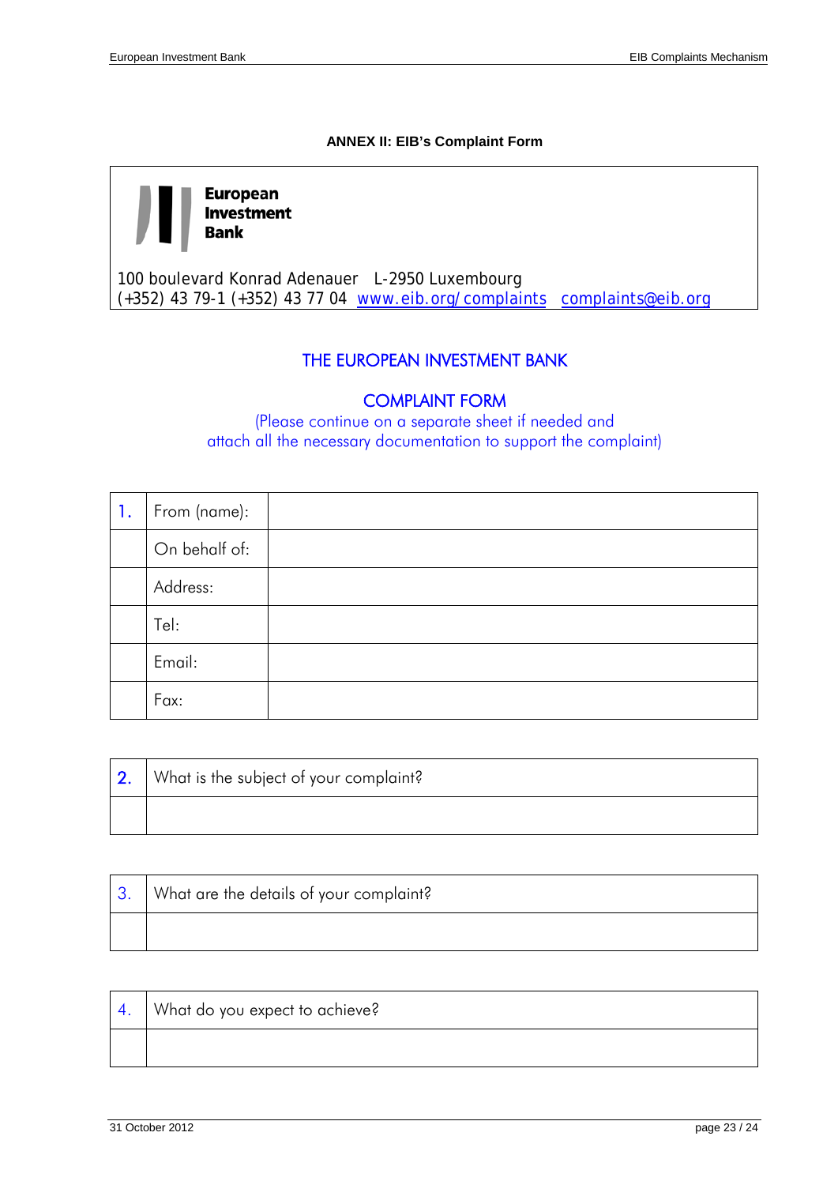**ANNEX II: EIB's Complaint Form**

**European Investment Bank**

100 boulevard Konrad Adenauer L-2950 Luxembourg
(+352) 43 79-1 (+352) 43 77 04 www.eib.org/complaints complaints@eib.org

## THE EUROPEAN INVESTMENT BANK

## COMPLAINT FORM

(Please continue on a separate sheet if needed and attach all the necessary documentation to support the complaint)

| 1. | From (name): | |
|---|---|---|
| | On behalf of: | |
| | Address: | |
| | Tel: | |
| | Email: | |
| | Fax: | |

| 2. | What is the subject of your complaint? |
|---|---|
| | |

| 3. | What are the details of your complaint? |
|---|---|
| | |

| 4. | What do you expect to achieve? |
|---|---|
| | |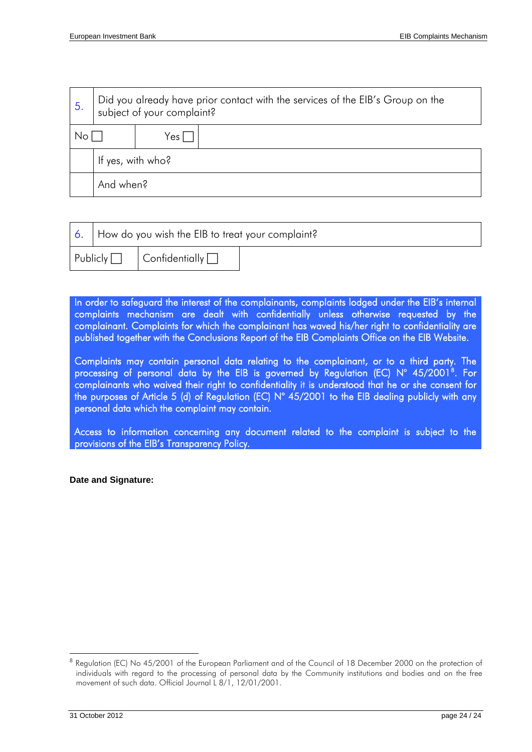| 5. | Did you already have prior contact with the services of the EIB's Group on the subject of your complaint? | |
|---|---|---|
| No ☐ | Yes ☐ | |
| | If yes, with who? | |
| | And when? | |

| 6. | How do you wish the EIB to treat your complaint? |
|---|---|
| Publicly ☐ | Confidentially ☐ |

In order to safeguard the interest of the complainants, complaints lodged under the EIB's internal complaints mechanism are dealt with confidentially unless otherwise requested by the complainant. Complaints for which the complainant has waved his/her right to confidentiality are published together with the Conclusions Report of the EIB Complaints Office on the EIB Website.

Complaints may contain personal data relating to the complainant, or to a third party. The processing of personal data by the EIB is governed by Regulation (EC) N° 45/2001[8]. For complainants who waived their right to confidentiality it is understood that he or she consent for the purposes of Article 5 (d) of Regulation (EC) N° 45/2001 to the EIB dealing publicly with any personal data which the complaint may contain.

Access to information concerning any document related to the complaint is subject to the provisions of the EIB's Transparency Policy.

**Date and Signature:**

[8] Regulation (EC) No 45/2001 of the European Parliament and of the Council of 18 December 2000 on the protection of individuals with regard to the processing of personal data by the Community institutions and bodies and on the free movement of such data. Official Journal L 8/1, 12/01/2001.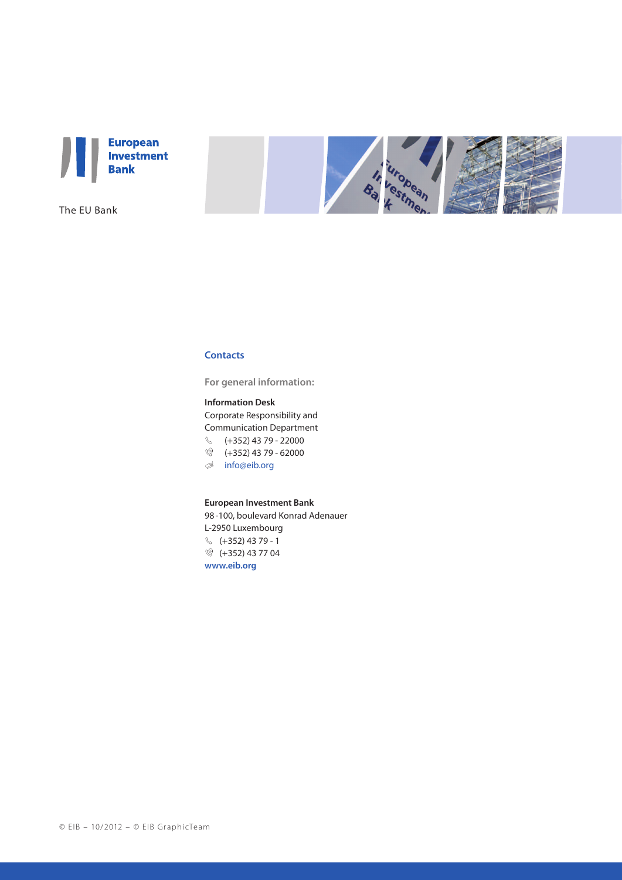European Investment Bank

The EU Bank

## Contacts

**For general information:**

**Information Desk**
Corporate Responsibility and
Communication Department
(+352) 43 79 - 22000
(+352) 43 79 - 62000
info@eib.org

**European Investment Bank**
98 -100, boulevard Konrad Adenauer
L-2950 Luxembourg
(+352) 43 79 - 1
(+352) 43 77 04
**www.eib.org**

© EIB – 10/2012 – © EIB GraphicTeam